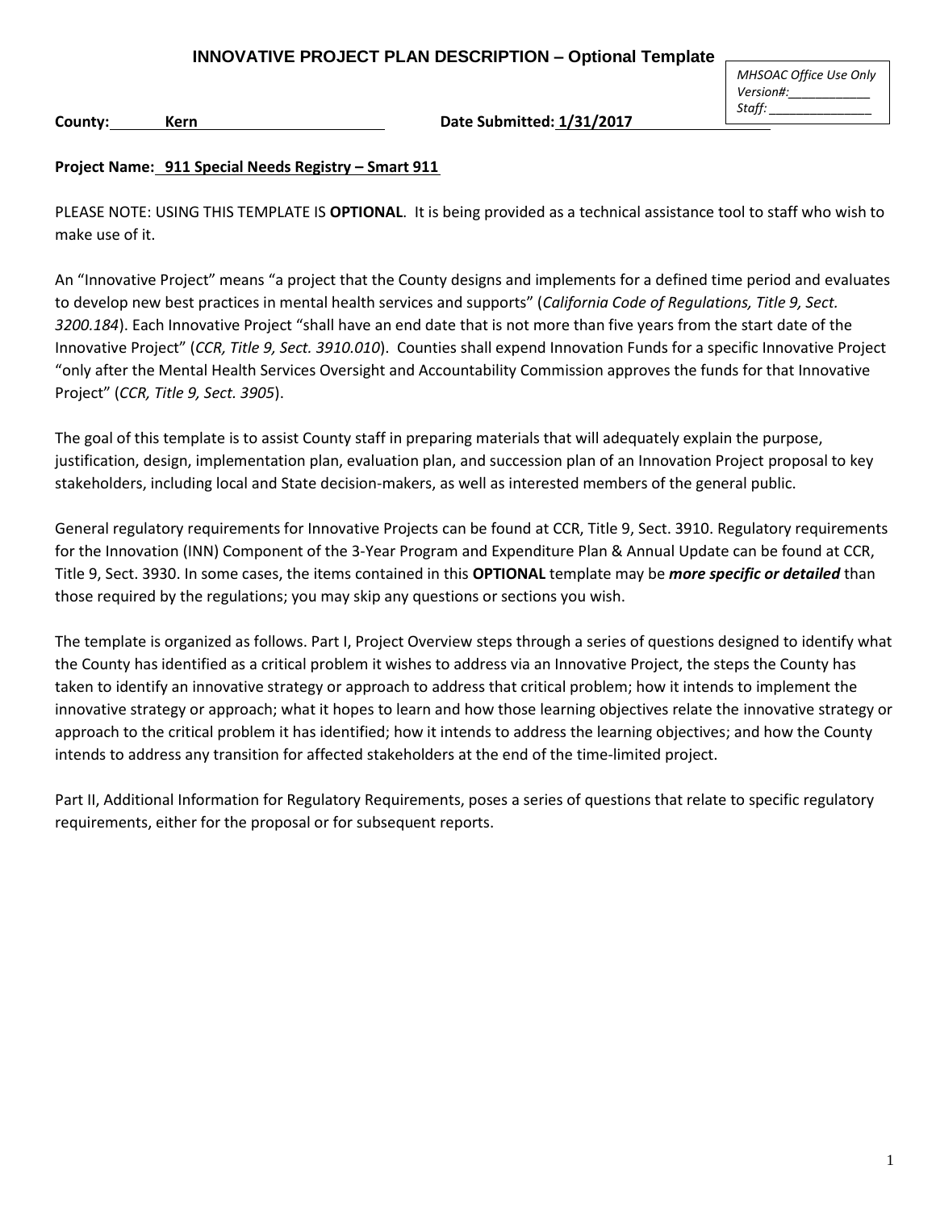# INNOVATIVE PROJECT PLAN DESCRIPTION – Optional Template

*MHSOAC Office Use Only*
*Version#:___________*
*Staff: ______________*

**County:** **Kern** **Date Submitted: 1/31/2017**

**Project Name: 911 Special Needs Registry – Smart 911**

PLEASE NOTE: USING THIS TEMPLATE IS **OPTIONAL**. It is being provided as a technical assistance tool to staff who wish to make use of it.

An "Innovative Project" means "a project that the County designs and implements for a defined time period and evaluates to develop new best practices in mental health services and supports" (*California Code of Regulations, Title 9, Sect. 3200.184*). Each Innovative Project "shall have an end date that is not more than five years from the start date of the Innovative Project" (*CCR, Title 9, Sect. 3910.010*). Counties shall expend Innovation Funds for a specific Innovative Project "only after the Mental Health Services Oversight and Accountability Commission approves the funds for that Innovative Project" (*CCR, Title 9, Sect. 3905*).

The goal of this template is to assist County staff in preparing materials that will adequately explain the purpose, justification, design, implementation plan, evaluation plan, and succession plan of an Innovation Project proposal to key stakeholders, including local and State decision-makers, as well as interested members of the general public.

General regulatory requirements for Innovative Projects can be found at CCR, Title 9, Sect. 3910. Regulatory requirements for the Innovation (INN) Component of the 3-Year Program and Expenditure Plan & Annual Update can be found at CCR, Title 9, Sect. 3930. In some cases, the items contained in this **OPTIONAL** template may be ***more specific or detailed*** than those required by the regulations; you may skip any questions or sections you wish.

The template is organized as follows. Part I, Project Overview steps through a series of questions designed to identify what the County has identified as a critical problem it wishes to address via an Innovative Project, the steps the County has taken to identify an innovative strategy or approach to address that critical problem; how it intends to implement the innovative strategy or approach; what it hopes to learn and how those learning objectives relate the innovative strategy or approach to the critical problem it has identified; how it intends to address the learning objectives; and how the County intends to address any transition for affected stakeholders at the end of the time-limited project.

Part II, Additional Information for Regulatory Requirements, poses a series of questions that relate to specific regulatory requirements, either for the proposal or for subsequent reports.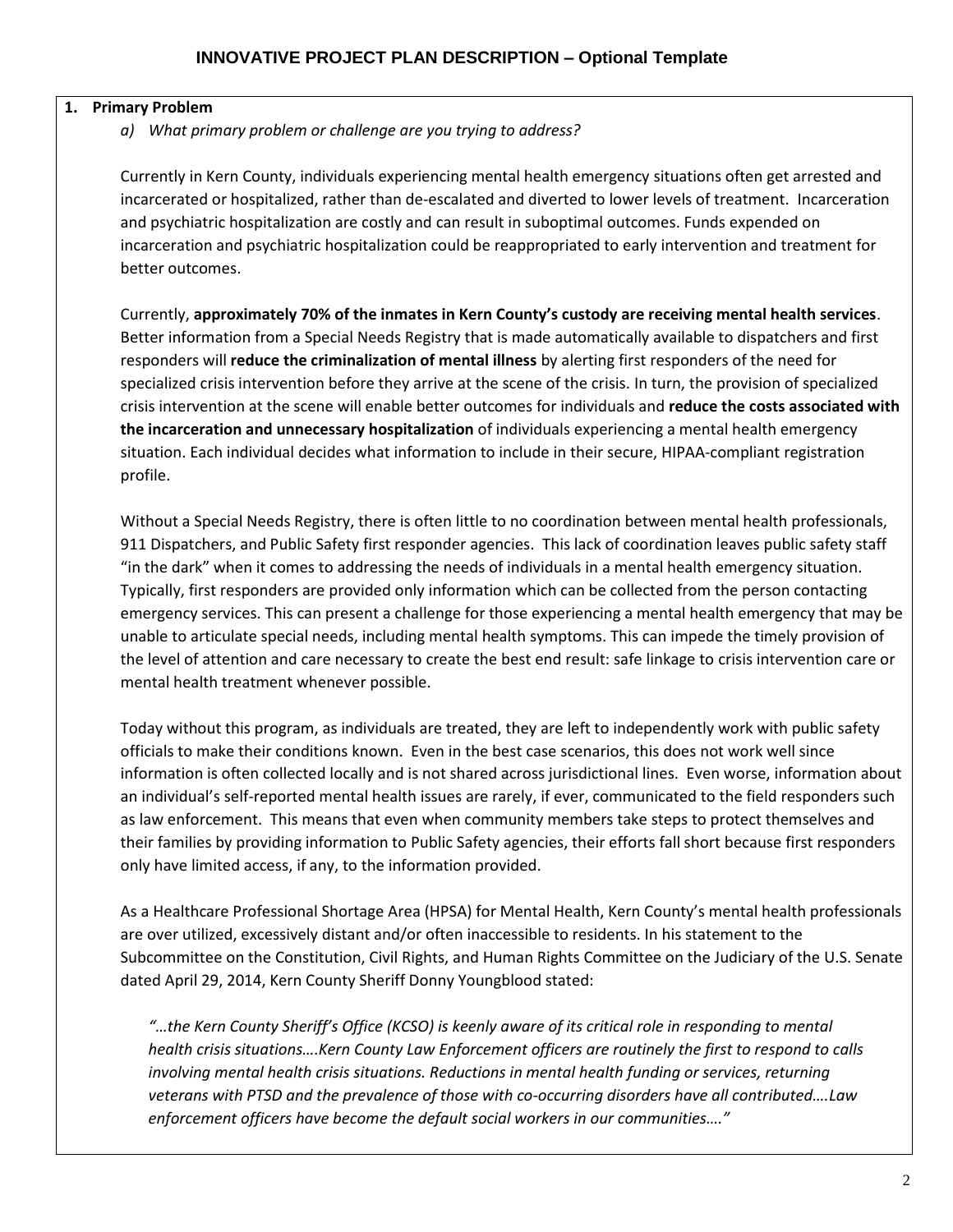# INNOVATIVE PROJECT PLAN DESCRIPTION – Optional Template

**1. Primary Problem**

*a) What primary problem or challenge are you trying to address?*

Currently in Kern County, individuals experiencing mental health emergency situations often get arrested and incarcerated or hospitalized, rather than de-escalated and diverted to lower levels of treatment. Incarceration and psychiatric hospitalization are costly and can result in suboptimal outcomes. Funds expended on incarceration and psychiatric hospitalization could be reappropriated to early intervention and treatment for better outcomes.

Currently, **approximately 70% of the inmates in Kern County's custody are receiving mental health services**. Better information from a Special Needs Registry that is made automatically available to dispatchers and first responders will **reduce the criminalization of mental illness** by alerting first responders of the need for specialized crisis intervention before they arrive at the scene of the crisis. In turn, the provision of specialized crisis intervention at the scene will enable better outcomes for individuals and **reduce the costs associated with the incarceration and unnecessary hospitalization** of individuals experiencing a mental health emergency situation. Each individual decides what information to include in their secure, HIPAA-compliant registration profile.

Without a Special Needs Registry, there is often little to no coordination between mental health professionals, 911 Dispatchers, and Public Safety first responder agencies. This lack of coordination leaves public safety staff "in the dark" when it comes to addressing the needs of individuals in a mental health emergency situation. Typically, first responders are provided only information which can be collected from the person contacting emergency services. This can present a challenge for those experiencing a mental health emergency that may be unable to articulate special needs, including mental health symptoms. This can impede the timely provision of the level of attention and care necessary to create the best end result: safe linkage to crisis intervention care or mental health treatment whenever possible.

Today without this program, as individuals are treated, they are left to independently work with public safety officials to make their conditions known. Even in the best case scenarios, this does not work well since information is often collected locally and is not shared across jurisdictional lines. Even worse, information about an individual's self-reported mental health issues are rarely, if ever, communicated to the field responders such as law enforcement. This means that even when community members take steps to protect themselves and their families by providing information to Public Safety agencies, their efforts fall short because first responders only have limited access, if any, to the information provided.

As a Healthcare Professional Shortage Area (HPSA) for Mental Health, Kern County's mental health professionals are over utilized, excessively distant and/or often inaccessible to residents. In his statement to the Subcommittee on the Constitution, Civil Rights, and Human Rights Committee on the Judiciary of the U.S. Senate dated April 29, 2014, Kern County Sheriff Donny Youngblood stated:

*"…the Kern County Sheriff's Office (KCSO) is keenly aware of its critical role in responding to mental health crisis situations….Kern County Law Enforcement officers are routinely the first to respond to calls involving mental health crisis situations. Reductions in mental health funding or services, returning veterans with PTSD and the prevalence of those with co-occurring disorders have all contributed….Law enforcement officers have become the default social workers in our communities…."*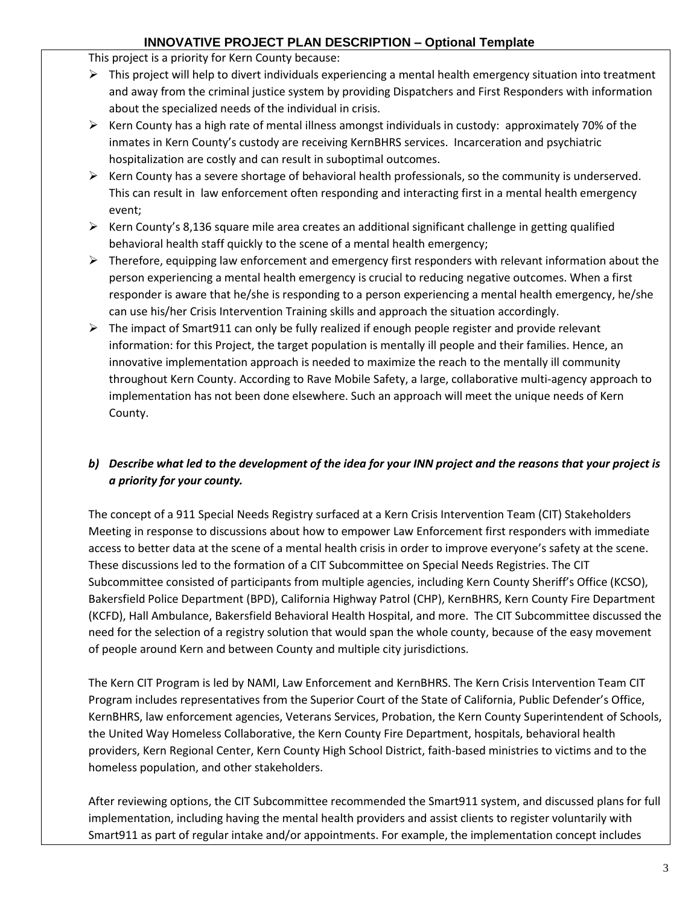This project is a priority for Kern County because:

- This project will help to divert individuals experiencing a mental health emergency situation into treatment and away from the criminal justice system by providing Dispatchers and First Responders with information about the specialized needs of the individual in crisis.
- Kern County has a high rate of mental illness amongst individuals in custody: approximately 70% of the inmates in Kern County's custody are receiving KernBHRS services. Incarceration and psychiatric hospitalization are costly and can result in suboptimal outcomes.
- Kern County has a severe shortage of behavioral health professionals, so the community is underserved. This can result in law enforcement often responding and interacting first in a mental health emergency event;
- Kern County's 8,136 square mile area creates an additional significant challenge in getting qualified behavioral health staff quickly to the scene of a mental health emergency;
- Therefore, equipping law enforcement and emergency first responders with relevant information about the person experiencing a mental health emergency is crucial to reducing negative outcomes. When a first responder is aware that he/she is responding to a person experiencing a mental health emergency, he/she can use his/her Crisis Intervention Training skills and approach the situation accordingly.
- The impact of Smart911 can only be fully realized if enough people register and provide relevant information: for this Project, the target population is mentally ill people and their families. Hence, an innovative implementation approach is needed to maximize the reach to the mentally ill community throughout Kern County. According to Rave Mobile Safety, a large, collaborative multi-agency approach to implementation has not been done elsewhere. Such an approach will meet the unique needs of Kern County.

### *b) Describe what led to the development of the idea for your INN project and the reasons that your project is a priority for your county.*

The concept of a 911 Special Needs Registry surfaced at a Kern Crisis Intervention Team (CIT) Stakeholders Meeting in response to discussions about how to empower Law Enforcement first responders with immediate access to better data at the scene of a mental health crisis in order to improve everyone's safety at the scene. These discussions led to the formation of a CIT Subcommittee on Special Needs Registries. The CIT Subcommittee consisted of participants from multiple agencies, including Kern County Sheriff's Office (KCSO), Bakersfield Police Department (BPD), California Highway Patrol (CHP), KernBHRS, Kern County Fire Department (KCFD), Hall Ambulance, Bakersfield Behavioral Health Hospital, and more. The CIT Subcommittee discussed the need for the selection of a registry solution that would span the whole county, because of the easy movement of people around Kern and between County and multiple city jurisdictions.

The Kern CIT Program is led by NAMI, Law Enforcement and KernBHRS. The Kern Crisis Intervention Team CIT Program includes representatives from the Superior Court of the State of California, Public Defender's Office, KernBHRS, law enforcement agencies, Veterans Services, Probation, the Kern County Superintendent of Schools, the United Way Homeless Collaborative, the Kern County Fire Department, hospitals, behavioral health providers, Kern Regional Center, Kern County High School District, faith-based ministries to victims and to the homeless population, and other stakeholders.

After reviewing options, the CIT Subcommittee recommended the Smart911 system, and discussed plans for full implementation, including having the mental health providers and assist clients to register voluntarily with Smart911 as part of regular intake and/or appointments. For example, the implementation concept includes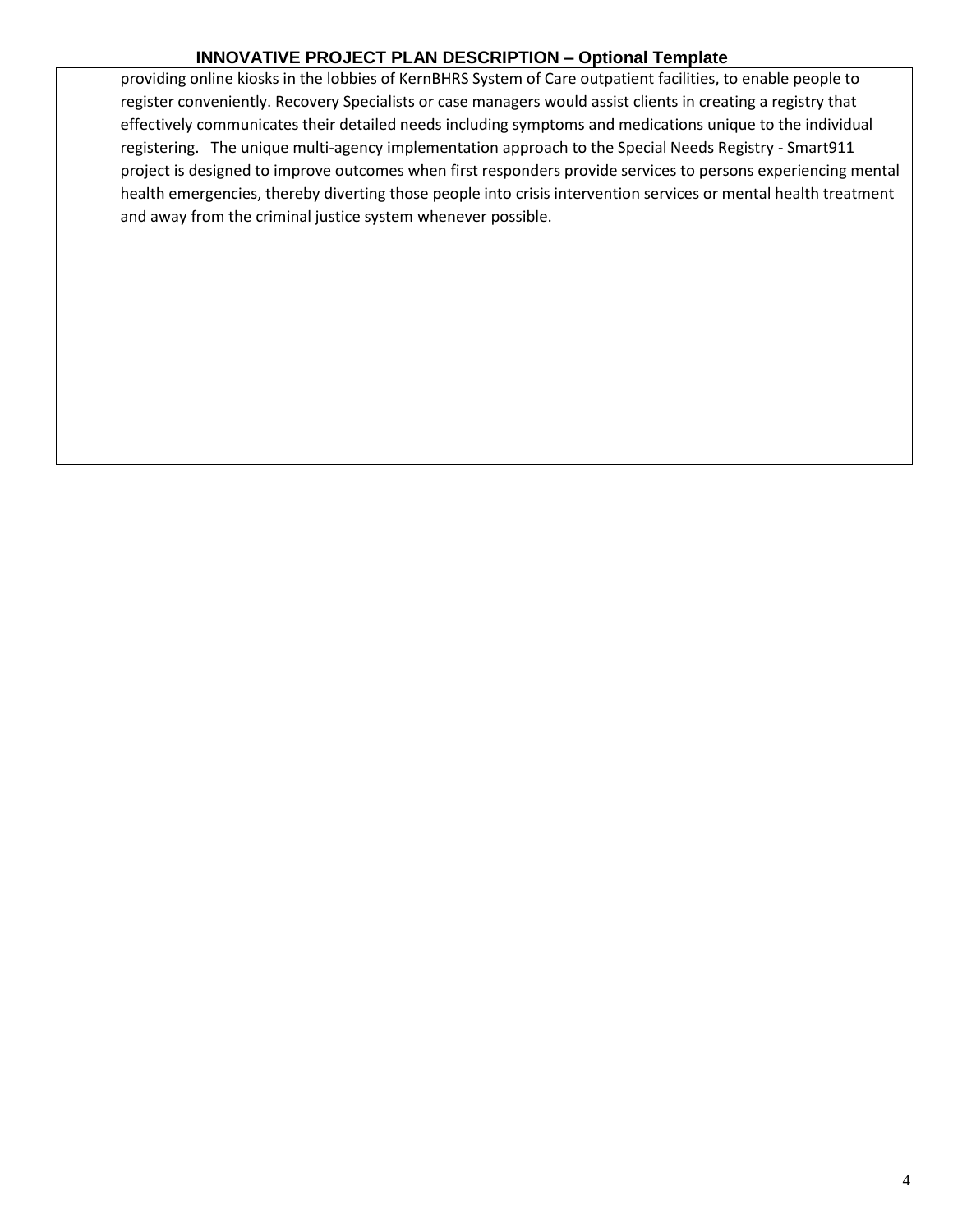providing online kiosks in the lobbies of KernBHRS System of Care outpatient facilities, to enable people to register conveniently. Recovery Specialists or case managers would assist clients in creating a registry that effectively communicates their detailed needs including symptoms and medications unique to the individual registering. The unique multi-agency implementation approach to the Special Needs Registry - Smart911 project is designed to improve outcomes when first responders provide services to persons experiencing mental health emergencies, thereby diverting those people into crisis intervention services or mental health treatment and away from the criminal justice system whenever possible.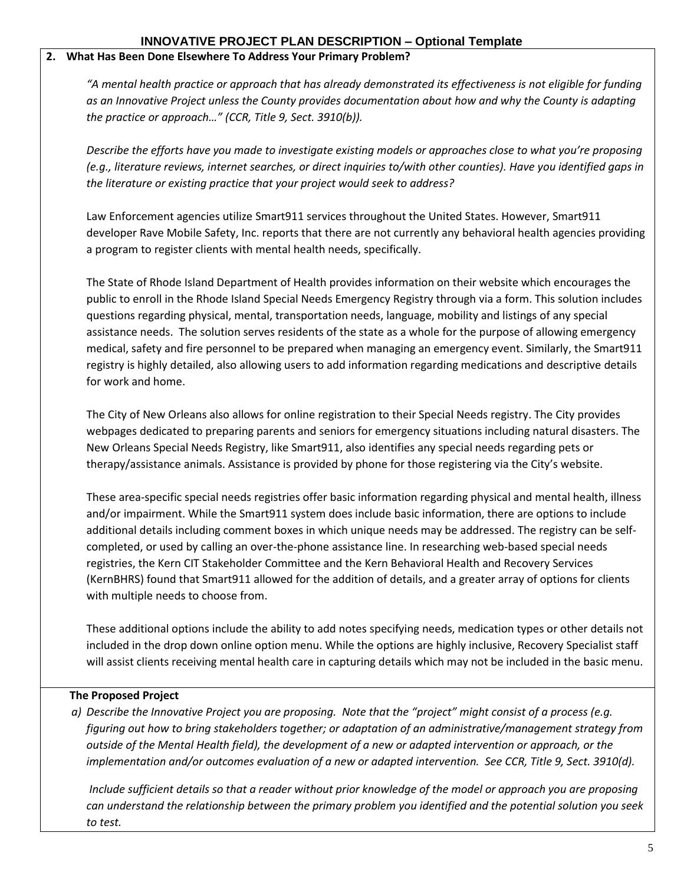**2. What Has Been Done Elsewhere To Address Your Primary Problem?**

*"A mental health practice or approach that has already demonstrated its effectiveness is not eligible for funding as an Innovative Project unless the County provides documentation about how and why the County is adapting the practice or approach…" (CCR, Title 9, Sect. 3910(b)).*

*Describe the efforts have you made to investigate existing models or approaches close to what you're proposing (e.g., literature reviews, internet searches, or direct inquiries to/with other counties). Have you identified gaps in the literature or existing practice that your project would seek to address?*

Law Enforcement agencies utilize Smart911 services throughout the United States. However, Smart911 developer Rave Mobile Safety, Inc. reports that there are not currently any behavioral health agencies providing a program to register clients with mental health needs, specifically.

The State of Rhode Island Department of Health provides information on their website which encourages the public to enroll in the Rhode Island Special Needs Emergency Registry through via a form. This solution includes questions regarding physical, mental, transportation needs, language, mobility and listings of any special assistance needs. The solution serves residents of the state as a whole for the purpose of allowing emergency medical, safety and fire personnel to be prepared when managing an emergency event. Similarly, the Smart911 registry is highly detailed, also allowing users to add information regarding medications and descriptive details for work and home.

The City of New Orleans also allows for online registration to their Special Needs registry. The City provides webpages dedicated to preparing parents and seniors for emergency situations including natural disasters. The New Orleans Special Needs Registry, like Smart911, also identifies any special needs regarding pets or therapy/assistance animals. Assistance is provided by phone for those registering via the City's website.

These area-specific special needs registries offer basic information regarding physical and mental health, illness and/or impairment. While the Smart911 system does include basic information, there are options to include additional details including comment boxes in which unique needs may be addressed. The registry can be self-completed, or used by calling an over-the-phone assistance line. In researching web-based special needs registries, the Kern CIT Stakeholder Committee and the Kern Behavioral Health and Recovery Services (KernBHRS) found that Smart911 allowed for the addition of details, and a greater array of options for clients with multiple needs to choose from.

These additional options include the ability to add notes specifying needs, medication types or other details not included in the drop down online option menu. While the options are highly inclusive, Recovery Specialist staff will assist clients receiving mental health care in capturing details which may not be included in the basic menu.

**The Proposed Project**

a) *Describe the Innovative Project you are proposing. Note that the "project" might consist of a process (e.g. figuring out how to bring stakeholders together; or adaptation of an administrative/management strategy from outside of the Mental Health field), the development of a new or adapted intervention or approach, or the implementation and/or outcomes evaluation of a new or adapted intervention. See CCR, Title 9, Sect. 3910(d).*

*Include sufficient details so that a reader without prior knowledge of the model or approach you are proposing can understand the relationship between the primary problem you identified and the potential solution you seek to test.*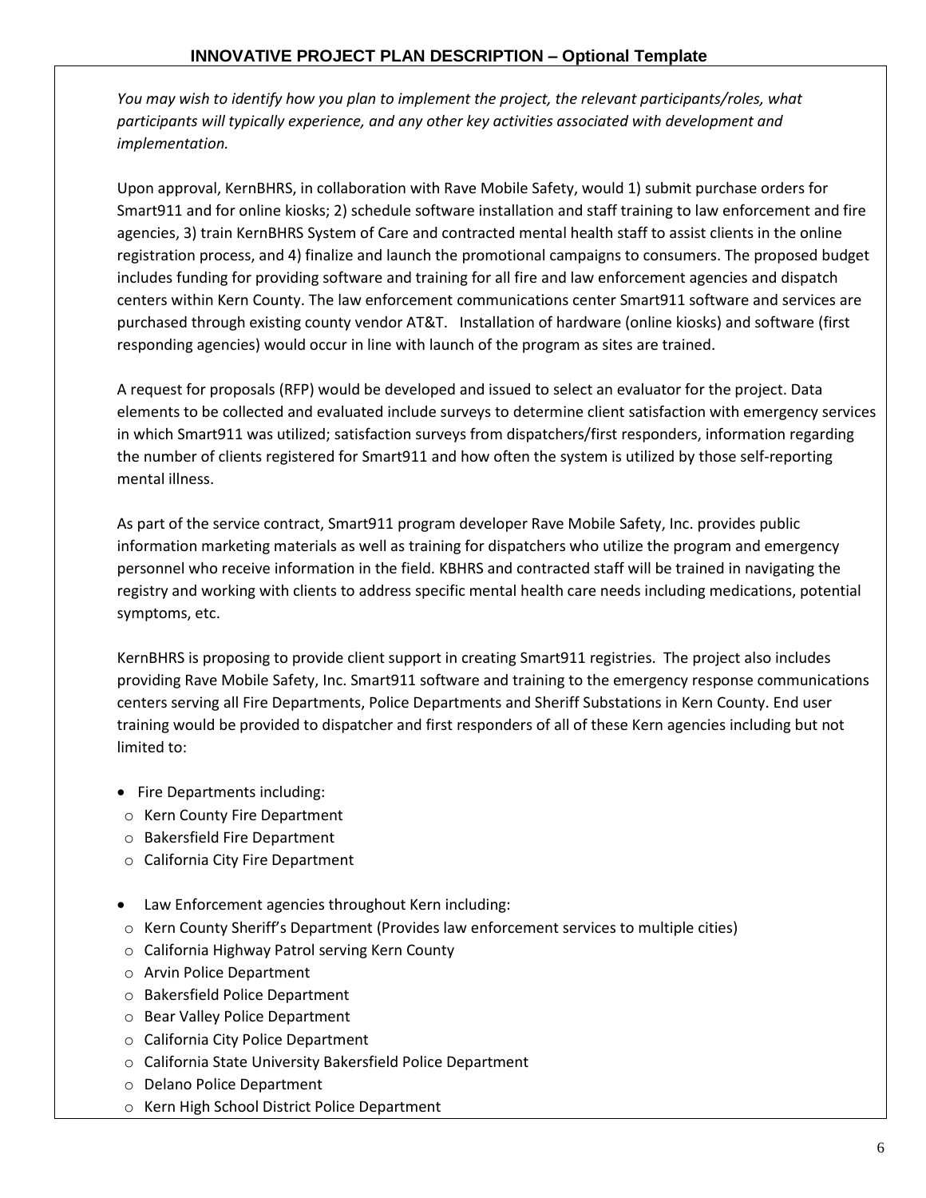## INNOVATIVE PROJECT PLAN DESCRIPTION – Optional Template

*You may wish to identify how you plan to implement the project, the relevant participants/roles, what participants will typically experience, and any other key activities associated with development and implementation.*

Upon approval, KernBHRS, in collaboration with Rave Mobile Safety, would 1) submit purchase orders for Smart911 and for online kiosks; 2) schedule software installation and staff training to law enforcement and fire agencies, 3) train KernBHRS System of Care and contracted mental health staff to assist clients in the online registration process, and 4) finalize and launch the promotional campaigns to consumers. The proposed budget includes funding for providing software and training for all fire and law enforcement agencies and dispatch centers within Kern County. The law enforcement communications center Smart911 software and services are purchased through existing county vendor AT&T. Installation of hardware (online kiosks) and software (first responding agencies) would occur in line with launch of the program as sites are trained.

A request for proposals (RFP) would be developed and issued to select an evaluator for the project. Data elements to be collected and evaluated include surveys to determine client satisfaction with emergency services in which Smart911 was utilized; satisfaction surveys from dispatchers/first responders, information regarding the number of clients registered for Smart911 and how often the system is utilized by those self-reporting mental illness.

As part of the service contract, Smart911 program developer Rave Mobile Safety, Inc. provides public information marketing materials as well as training for dispatchers who utilize the program and emergency personnel who receive information in the field. KBHRS and contracted staff will be trained in navigating the registry and working with clients to address specific mental health care needs including medications, potential symptoms, etc.

KernBHRS is proposing to provide client support in creating Smart911 registries. The project also includes providing Rave Mobile Safety, Inc. Smart911 software and training to the emergency response communications centers serving all Fire Departments, Police Departments and Sheriff Substations in Kern County. End user training would be provided to dispatcher and first responders of all of these Kern agencies including but not limited to:

- Fire Departments including:
  - Kern County Fire Department
  - Bakersfield Fire Department
  - California City Fire Department
- Law Enforcement agencies throughout Kern including:
  - Kern County Sheriff's Department (Provides law enforcement services to multiple cities)
  - California Highway Patrol serving Kern County
  - Arvin Police Department
  - Bakersfield Police Department
  - Bear Valley Police Department
  - California City Police Department
  - California State University Bakersfield Police Department
  - Delano Police Department
  - Kern High School District Police Department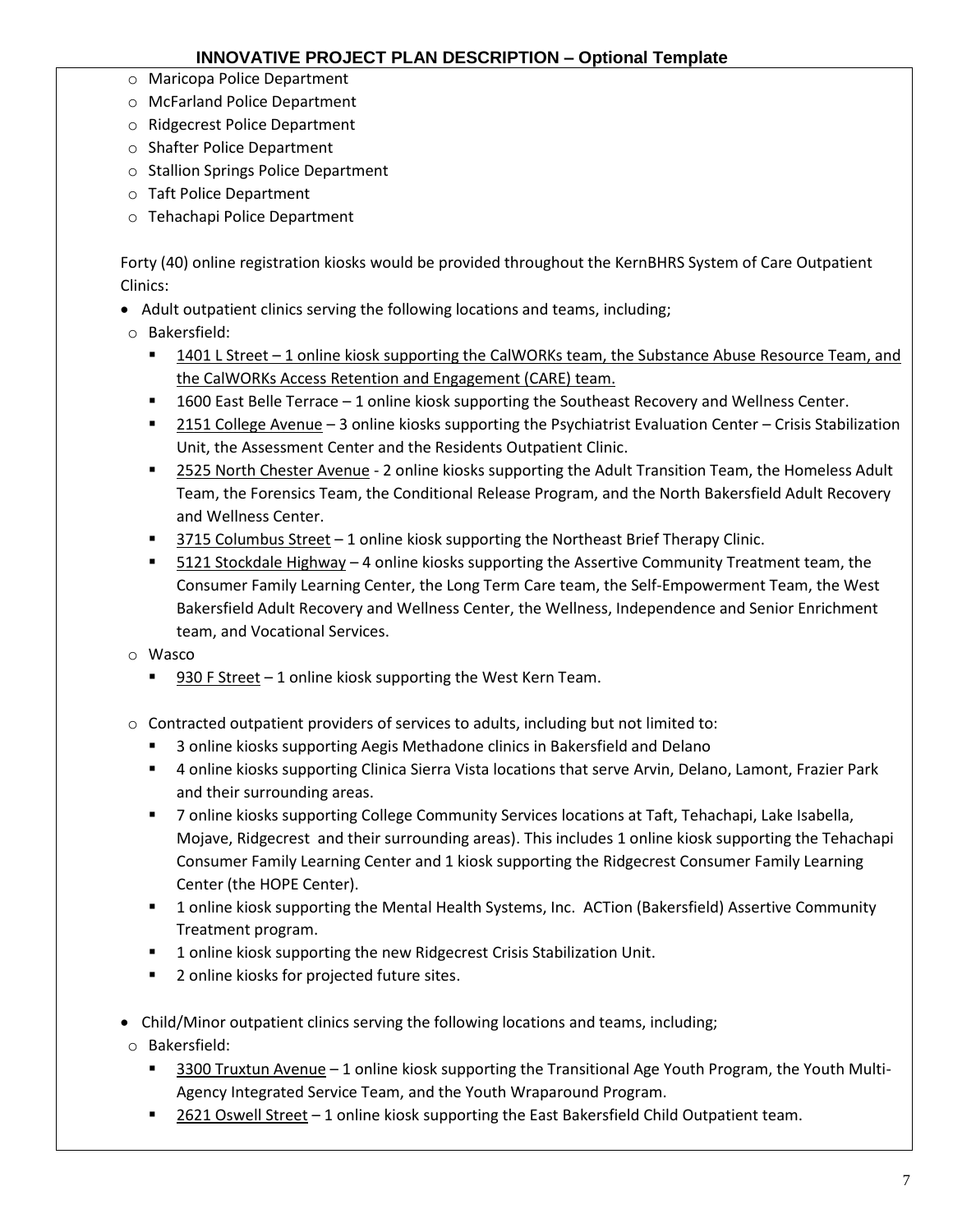- Maricopa Police Department
- McFarland Police Department
- Ridgecrest Police Department
- Shafter Police Department
- Stallion Springs Police Department
- Taft Police Department
- Tehachapi Police Department

Forty (40) online registration kiosks would be provided throughout the KernBHRS System of Care Outpatient Clinics:

- Adult outpatient clinics serving the following locations and teams, including;
  - Bakersfield:
    - 1401 L Street – 1 online kiosk supporting the CalWORKs team, the Substance Abuse Resource Team, and the CalWORKs Access Retention and Engagement (CARE) team.
    - 1600 East Belle Terrace – 1 online kiosk supporting the Southeast Recovery and Wellness Center.
    - 2151 College Avenue – 3 online kiosks supporting the Psychiatrist Evaluation Center – Crisis Stabilization Unit, the Assessment Center and the Residents Outpatient Clinic.
    - 2525 North Chester Avenue - 2 online kiosks supporting the Adult Transition Team, the Homeless Adult Team, the Forensics Team, the Conditional Release Program, and the North Bakersfield Adult Recovery and Wellness Center.
    - 3715 Columbus Street – 1 online kiosk supporting the Northeast Brief Therapy Clinic.
    - 5121 Stockdale Highway – 4 online kiosks supporting the Assertive Community Treatment team, the Consumer Family Learning Center, the Long Term Care team, the Self-Empowerment Team, the West Bakersfield Adult Recovery and Wellness Center, the Wellness, Independence and Senior Enrichment team, and Vocational Services.
  - Wasco
    - 930 F Street – 1 online kiosk supporting the West Kern Team.
  - Contracted outpatient providers of services to adults, including but not limited to:
    - 3 online kiosks supporting Aegis Methadone clinics in Bakersfield and Delano
    - 4 online kiosks supporting Clinica Sierra Vista locations that serve Arvin, Delano, Lamont, Frazier Park and their surrounding areas.
    - 7 online kiosks supporting College Community Services locations at Taft, Tehachapi, Lake Isabella, Mojave, Ridgecrest and their surrounding areas). This includes 1 online kiosk supporting the Tehachapi Consumer Family Learning Center and 1 kiosk supporting the Ridgecrest Consumer Family Learning Center (the HOPE Center).
    - 1 online kiosk supporting the Mental Health Systems, Inc. ACTion (Bakersfield) Assertive Community Treatment program.
    - 1 online kiosk supporting the new Ridgecrest Crisis Stabilization Unit.
    - 2 online kiosks for projected future sites.
- Child/Minor outpatient clinics serving the following locations and teams, including;
  - Bakersfield:
    - 3300 Truxtun Avenue – 1 online kiosk supporting the Transitional Age Youth Program, the Youth Multi-Agency Integrated Service Team, and the Youth Wraparound Program.
    - 2621 Oswell Street – 1 online kiosk supporting the East Bakersfield Child Outpatient team.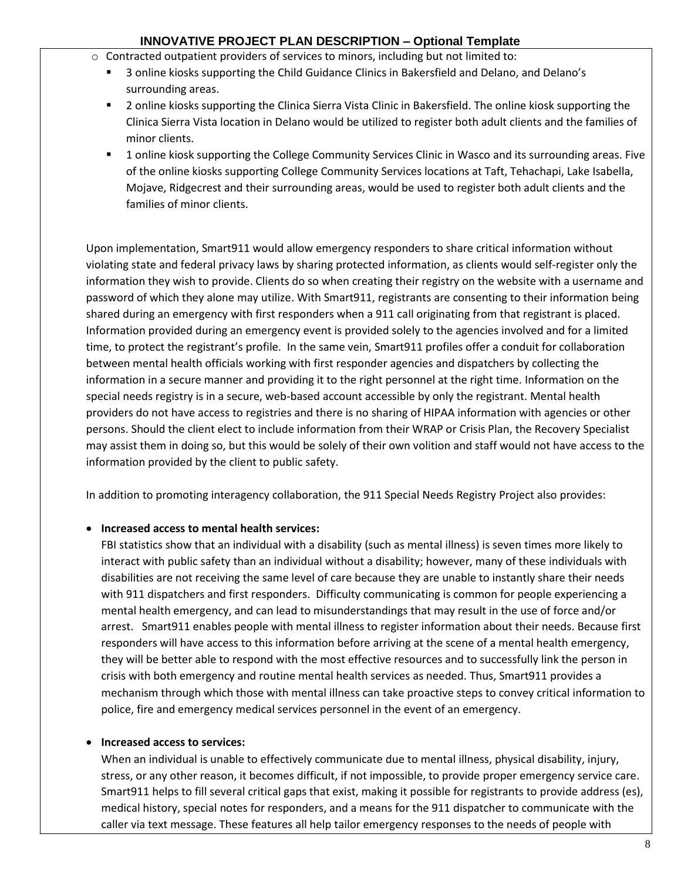- Contracted outpatient providers of services to minors, including but not limited to:
  - 3 online kiosks supporting the Child Guidance Clinics in Bakersfield and Delano, and Delano's surrounding areas.
  - 2 online kiosks supporting the Clinica Sierra Vista Clinic in Bakersfield. The online kiosk supporting the Clinica Sierra Vista location in Delano would be utilized to register both adult clients and the families of minor clients.
  - 1 online kiosk supporting the College Community Services Clinic in Wasco and its surrounding areas. Five of the online kiosks supporting College Community Services locations at Taft, Tehachapi, Lake Isabella, Mojave, Ridgecrest and their surrounding areas, would be used to register both adult clients and the families of minor clients.

Upon implementation, Smart911 would allow emergency responders to share critical information without violating state and federal privacy laws by sharing protected information, as clients would self-register only the information they wish to provide. Clients do so when creating their registry on the website with a username and password of which they alone may utilize. With Smart911, registrants are consenting to their information being shared during an emergency with first responders when a 911 call originating from that registrant is placed. Information provided during an emergency event is provided solely to the agencies involved and for a limited time, to protect the registrant's profile. In the same vein, Smart911 profiles offer a conduit for collaboration between mental health officials working with first responder agencies and dispatchers by collecting the information in a secure manner and providing it to the right personnel at the right time. Information on the special needs registry is in a secure, web-based account accessible by only the registrant. Mental health providers do not have access to registries and there is no sharing of HIPAA information with agencies or other persons. Should the client elect to include information from their WRAP or Crisis Plan, the Recovery Specialist may assist them in doing so, but this would be solely of their own volition and staff would not have access to the information provided by the client to public safety.

In addition to promoting interagency collaboration, the 911 Special Needs Registry Project also provides:

- **Increased access to mental health services:**
  FBI statistics show that an individual with a disability (such as mental illness) is seven times more likely to interact with public safety than an individual without a disability; however, many of these individuals with disabilities are not receiving the same level of care because they are unable to instantly share their needs with 911 dispatchers and first responders. Difficulty communicating is common for people experiencing a mental health emergency, and can lead to misunderstandings that may result in the use of force and/or arrest. Smart911 enables people with mental illness to register information about their needs. Because first responders will have access to this information before arriving at the scene of a mental health emergency, they will be better able to respond with the most effective resources and to successfully link the person in crisis with both emergency and routine mental health services as needed. Thus, Smart911 provides a mechanism through which those with mental illness can take proactive steps to convey critical information to police, fire and emergency medical services personnel in the event of an emergency.

- **Increased access to services:**
  When an individual is unable to effectively communicate due to mental illness, physical disability, injury, stress, or any other reason, it becomes difficult, if not impossible, to provide proper emergency service care. Smart911 helps to fill several critical gaps that exist, making it possible for registrants to provide address (es), medical history, special notes for responders, and a means for the 911 dispatcher to communicate with the caller via text message. These features all help tailor emergency responses to the needs of people with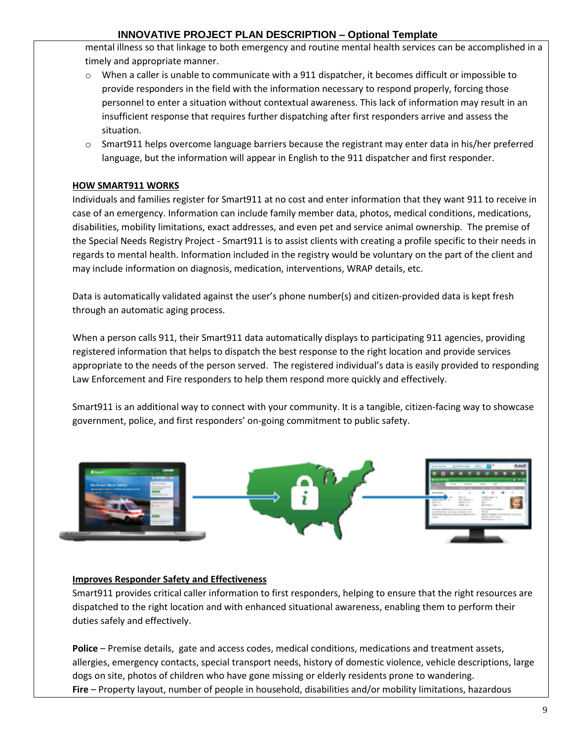mental illness so that linkage to both emergency and routine mental health services can be accomplished in a timely and appropriate manner.

- When a caller is unable to communicate with a 911 dispatcher, it becomes difficult or impossible to provide responders in the field with the information necessary to respond properly, forcing those personnel to enter a situation without contextual awareness. This lack of information may result in an insufficient response that requires further dispatching after first responders arrive and assess the situation.
- Smart911 helps overcome language barriers because the registrant may enter data in his/her preferred language, but the information will appear in English to the 911 dispatcher and first responder.

**HOW SMART911 WORKS**

Individuals and families register for Smart911 at no cost and enter information that they want 911 to receive in case of an emergency. Information can include family member data, photos, medical conditions, medications, disabilities, mobility limitations, exact addresses, and even pet and service animal ownership. The premise of the Special Needs Registry Project - Smart911 is to assist clients with creating a profile specific to their needs in regards to mental health. Information included in the registry would be voluntary on the part of the client and may include information on diagnosis, medication, interventions, WRAP details, etc.

Data is automatically validated against the user's phone number(s) and citizen-provided data is kept fresh through an automatic aging process.

When a person calls 911, their Smart911 data automatically displays to participating 911 agencies, providing registered information that helps to dispatch the best response to the right location and provide services appropriate to the needs of the person served. The registered individual's data is easily provided to responding Law Enforcement and Fire responders to help them respond more quickly and effectively.

Smart911 is an additional way to connect with your community. It is a tangible, citizen-facing way to showcase government, police, and first responders' on-going commitment to public safety.

**Improves Responder Safety and Effectiveness**

Smart911 provides critical caller information to first responders, helping to ensure that the right resources are dispatched to the right location and with enhanced situational awareness, enabling them to perform their duties safely and effectively.

**Police** – Premise details, gate and access codes, medical conditions, medications and treatment assets, allergies, emergency contacts, special transport needs, history of domestic violence, vehicle descriptions, large dogs on site, photos of children who have gone missing or elderly residents prone to wandering.

**Fire** – Property layout, number of people in household, disabilities and/or mobility limitations, hazardous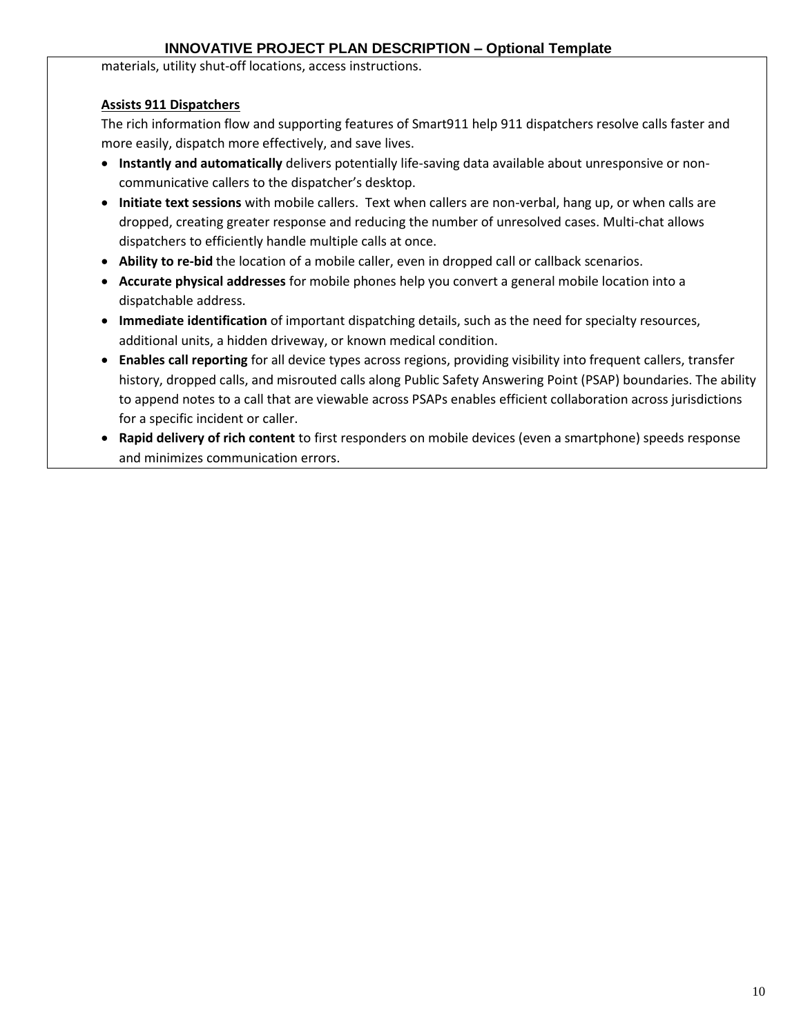materials, utility shut-off locations, access instructions.

**Assists 911 Dispatchers**

The rich information flow and supporting features of Smart911 help 911 dispatchers resolve calls faster and more easily, dispatch more effectively, and save lives.

- **Instantly and automatically** delivers potentially life-saving data available about unresponsive or non-communicative callers to the dispatcher's desktop.
- **Initiate text sessions** with mobile callers. Text when callers are non-verbal, hang up, or when calls are dropped, creating greater response and reducing the number of unresolved cases. Multi-chat allows dispatchers to efficiently handle multiple calls at once.
- **Ability to re-bid** the location of a mobile caller, even in dropped call or callback scenarios.
- **Accurate physical addresses** for mobile phones help you convert a general mobile location into a dispatchable address.
- **Immediate identification** of important dispatching details, such as the need for specialty resources, additional units, a hidden driveway, or known medical condition.
- **Enables call reporting** for all device types across regions, providing visibility into frequent callers, transfer history, dropped calls, and misrouted calls along Public Safety Answering Point (PSAP) boundaries. The ability to append notes to a call that are viewable across PSAPs enables efficient collaboration across jurisdictions for a specific incident or caller.
- **Rapid delivery of rich content** to first responders on mobile devices (even a smartphone) speeds response and minimizes communication errors.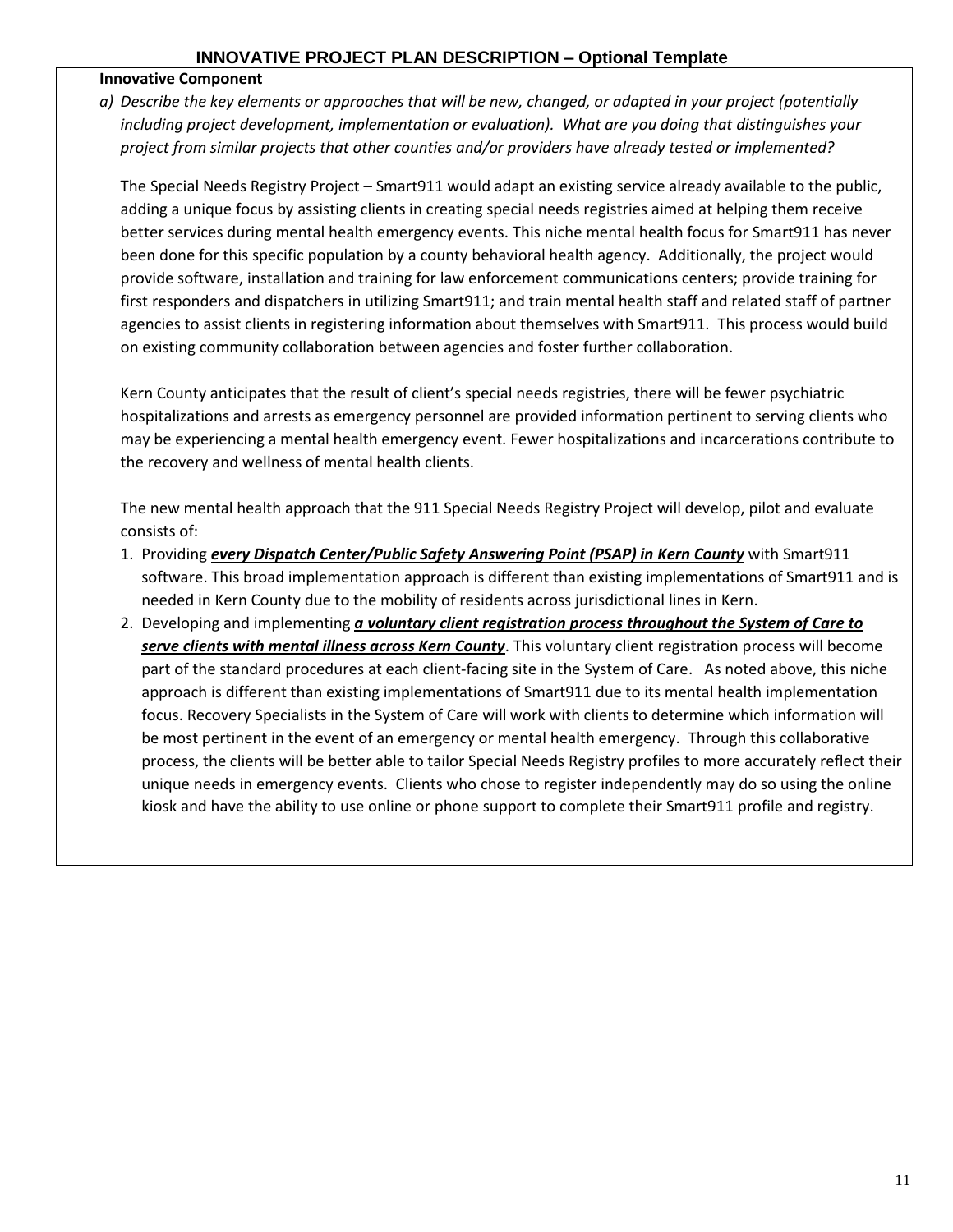# INNOVATIVE PROJECT PLAN DESCRIPTION – Optional Template

**Innovative Component**

a) *Describe the key elements or approaches that will be new, changed, or adapted in your project (potentially including project development, implementation or evaluation). What are you doing that distinguishes your project from similar projects that other counties and/or providers have already tested or implemented?*

The Special Needs Registry Project – Smart911 would adapt an existing service already available to the public, adding a unique focus by assisting clients in creating special needs registries aimed at helping them receive better services during mental health emergency events. This niche mental health focus for Smart911 has never been done for this specific population by a county behavioral health agency. Additionally, the project would provide software, installation and training for law enforcement communications centers; provide training for first responders and dispatchers in utilizing Smart911; and train mental health staff and related staff of partner agencies to assist clients in registering information about themselves with Smart911. This process would build on existing community collaboration between agencies and foster further collaboration.

Kern County anticipates that the result of client's special needs registries, there will be fewer psychiatric hospitalizations and arrests as emergency personnel are provided information pertinent to serving clients who may be experiencing a mental health emergency event. Fewer hospitalizations and incarcerations contribute to the recovery and wellness of mental health clients.

The new mental health approach that the 911 Special Needs Registry Project will develop, pilot and evaluate consists of:

1. Providing ***every Dispatch Center/Public Safety Answering Point (PSAP) in Kern County*** with Smart911 software. This broad implementation approach is different than existing implementations of Smart911 and is needed in Kern County due to the mobility of residents across jurisdictional lines in Kern.
2. Developing and implementing ***a voluntary client registration process throughout the System of Care to serve clients with mental illness across Kern County***. This voluntary client registration process will become part of the standard procedures at each client-facing site in the System of Care. As noted above, this niche approach is different than existing implementations of Smart911 due to its mental health implementation focus. Recovery Specialists in the System of Care will work with clients to determine which information will be most pertinent in the event of an emergency or mental health emergency. Through this collaborative process, the clients will be better able to tailor Special Needs Registry profiles to more accurately reflect their unique needs in emergency events. Clients who chose to register independently may do so using the online kiosk and have the ability to use online or phone support to complete their Smart911 profile and registry.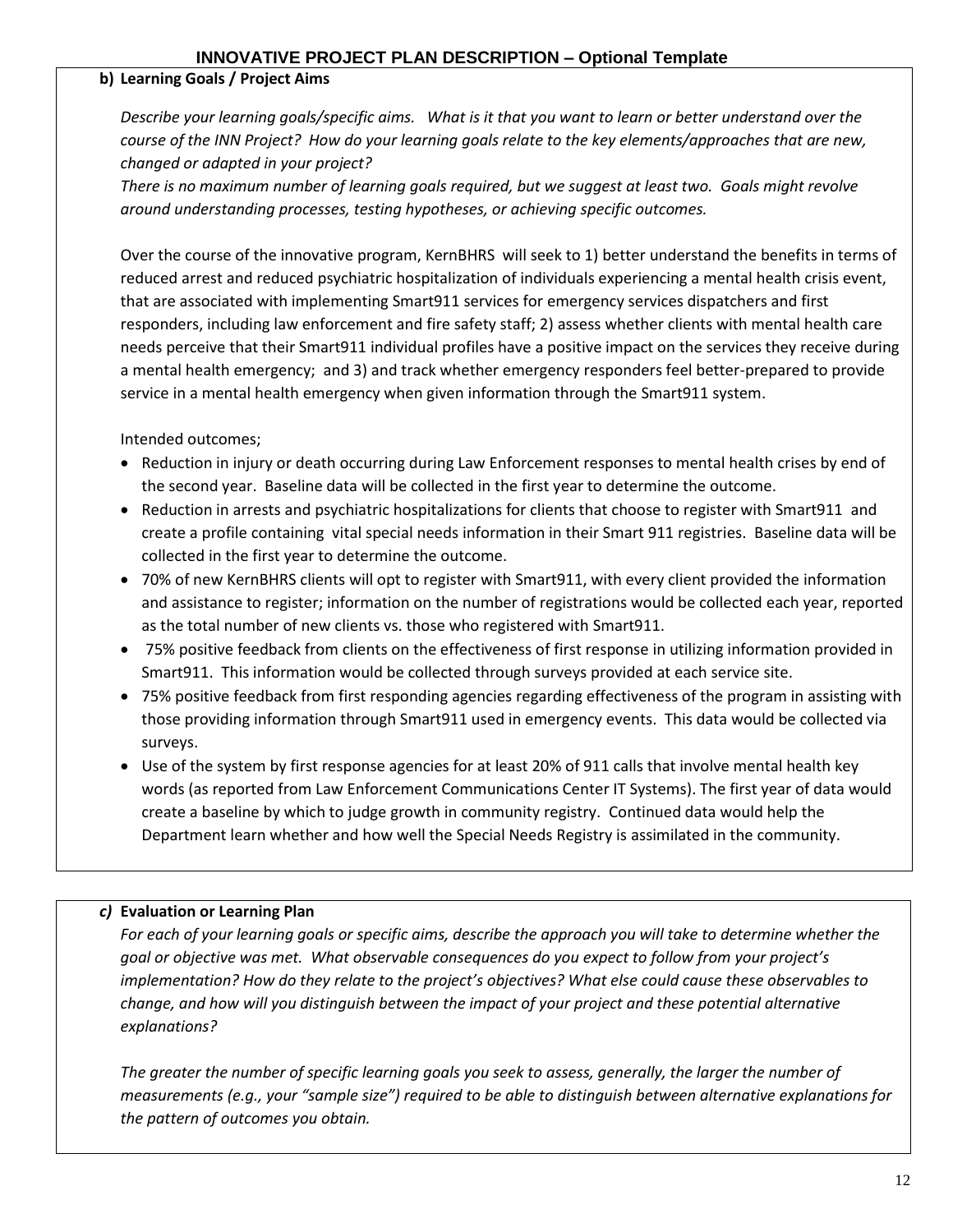# INNOVATIVE PROJECT PLAN DESCRIPTION – Optional Template

**b) Learning Goals / Project Aims**

*Describe your learning goals/specific aims. What is it that you want to learn or better understand over the course of the INN Project? How do your learning goals relate to the key elements/approaches that are new, changed or adapted in your project?*

*There is no maximum number of learning goals required, but we suggest at least two. Goals might revolve around understanding processes, testing hypotheses, or achieving specific outcomes.*

Over the course of the innovative program, KernBHRS will seek to 1) better understand the benefits in terms of reduced arrest and reduced psychiatric hospitalization of individuals experiencing a mental health crisis event, that are associated with implementing Smart911 services for emergency services dispatchers and first responders, including law enforcement and fire safety staff; 2) assess whether clients with mental health care needs perceive that their Smart911 individual profiles have a positive impact on the services they receive during a mental health emergency; and 3) and track whether emergency responders feel better-prepared to provide service in a mental health emergency when given information through the Smart911 system.

Intended outcomes;

- Reduction in injury or death occurring during Law Enforcement responses to mental health crises by end of the second year. Baseline data will be collected in the first year to determine the outcome.
- Reduction in arrests and psychiatric hospitalizations for clients that choose to register with Smart911 and create a profile containing vital special needs information in their Smart 911 registries. Baseline data will be collected in the first year to determine the outcome.
- 70% of new KernBHRS clients will opt to register with Smart911, with every client provided the information and assistance to register; information on the number of registrations would be collected each year, reported as the total number of new clients vs. those who registered with Smart911.
- 75% positive feedback from clients on the effectiveness of first response in utilizing information provided in Smart911. This information would be collected through surveys provided at each service site.
- 75% positive feedback from first responding agencies regarding effectiveness of the program in assisting with those providing information through Smart911 used in emergency events. This data would be collected via surveys.
- Use of the system by first response agencies for at least 20% of 911 calls that involve mental health key words (as reported from Law Enforcement Communications Center IT Systems). The first year of data would create a baseline by which to judge growth in community registry. Continued data would help the Department learn whether and how well the Special Needs Registry is assimilated in the community.

***c)* Evaluation or Learning Plan**

*For each of your learning goals or specific aims, describe the approach you will take to determine whether the goal or objective was met. What observable consequences do you expect to follow from your project's implementation? How do they relate to the project's objectives? What else could cause these observables to change, and how will you distinguish between the impact of your project and these potential alternative explanations?*

*The greater the number of specific learning goals you seek to assess, generally, the larger the number of measurements (e.g., your "sample size") required to be able to distinguish between alternative explanations for the pattern of outcomes you obtain.*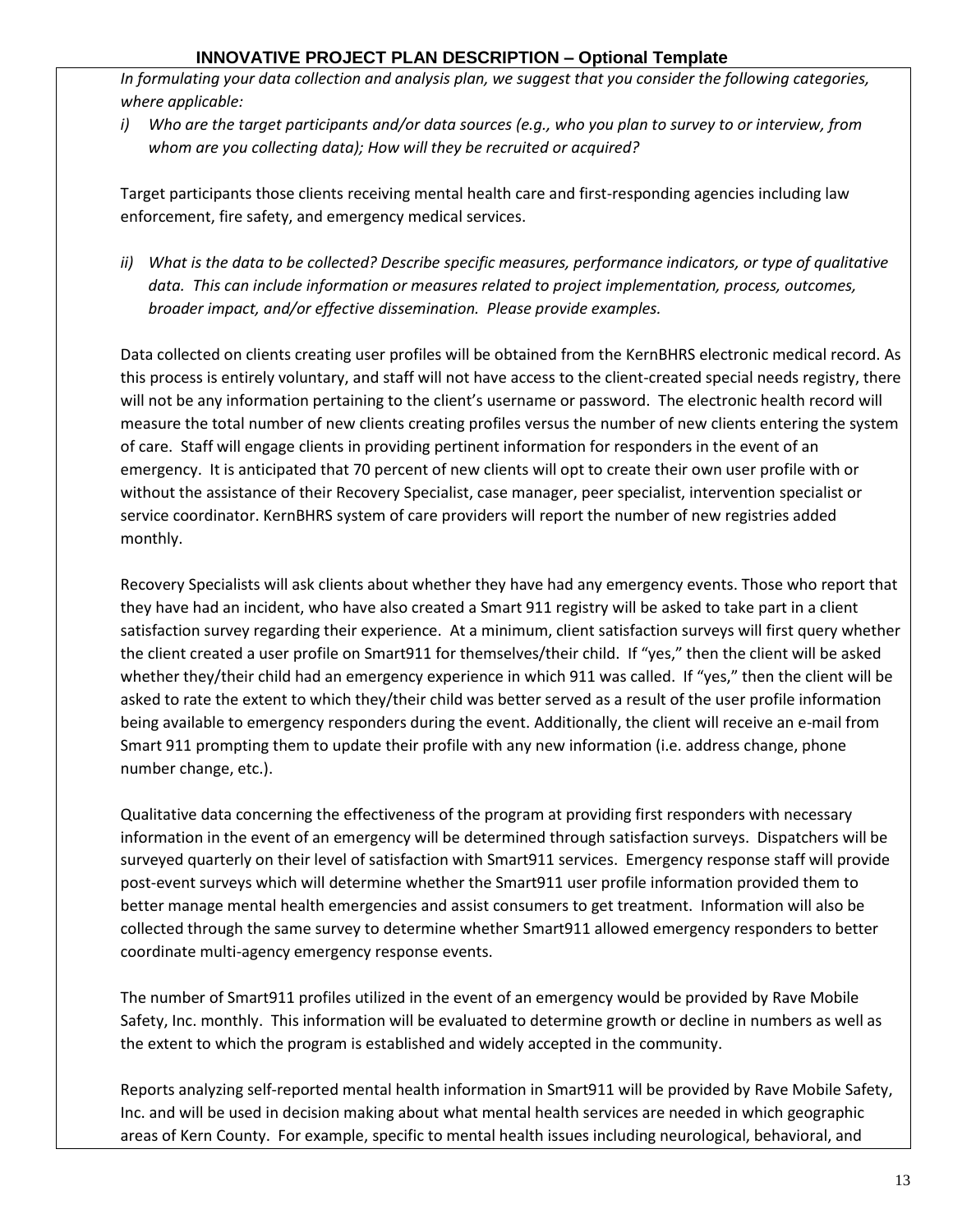# INNOVATIVE PROJECT PLAN DESCRIPTION – Optional Template

*In formulating your data collection and analysis plan, we suggest that you consider the following categories, where applicable:*

*i) Who are the target participants and/or data sources (e.g., who you plan to survey to or interview, from whom are you collecting data); How will they be recruited or acquired?*

Target participants those clients receiving mental health care and first-responding agencies including law enforcement, fire safety, and emergency medical services.

*ii) What is the data to be collected? Describe specific measures, performance indicators, or type of qualitative data. This can include information or measures related to project implementation, process, outcomes, broader impact, and/or effective dissemination. Please provide examples.*

Data collected on clients creating user profiles will be obtained from the KernBHRS electronic medical record. As this process is entirely voluntary, and staff will not have access to the client-created special needs registry, there will not be any information pertaining to the client's username or password. The electronic health record will measure the total number of new clients creating profiles versus the number of new clients entering the system of care. Staff will engage clients in providing pertinent information for responders in the event of an emergency. It is anticipated that 70 percent of new clients will opt to create their own user profile with or without the assistance of their Recovery Specialist, case manager, peer specialist, intervention specialist or service coordinator. KernBHRS system of care providers will report the number of new registries added monthly.

Recovery Specialists will ask clients about whether they have had any emergency events. Those who report that they have had an incident, who have also created a Smart 911 registry will be asked to take part in a client satisfaction survey regarding their experience. At a minimum, client satisfaction surveys will first query whether the client created a user profile on Smart911 for themselves/their child. If "yes," then the client will be asked whether they/their child had an emergency experience in which 911 was called. If "yes," then the client will be asked to rate the extent to which they/their child was better served as a result of the user profile information being available to emergency responders during the event. Additionally, the client will receive an e-mail from Smart 911 prompting them to update their profile with any new information (i.e. address change, phone number change, etc.).

Qualitative data concerning the effectiveness of the program at providing first responders with necessary information in the event of an emergency will be determined through satisfaction surveys. Dispatchers will be surveyed quarterly on their level of satisfaction with Smart911 services. Emergency response staff will provide post-event surveys which will determine whether the Smart911 user profile information provided them to better manage mental health emergencies and assist consumers to get treatment. Information will also be collected through the same survey to determine whether Smart911 allowed emergency responders to better coordinate multi-agency emergency response events.

The number of Smart911 profiles utilized in the event of an emergency would be provided by Rave Mobile Safety, Inc. monthly. This information will be evaluated to determine growth or decline in numbers as well as the extent to which the program is established and widely accepted in the community.

Reports analyzing self-reported mental health information in Smart911 will be provided by Rave Mobile Safety, Inc. and will be used in decision making about what mental health services are needed in which geographic areas of Kern County. For example, specific to mental health issues including neurological, behavioral, and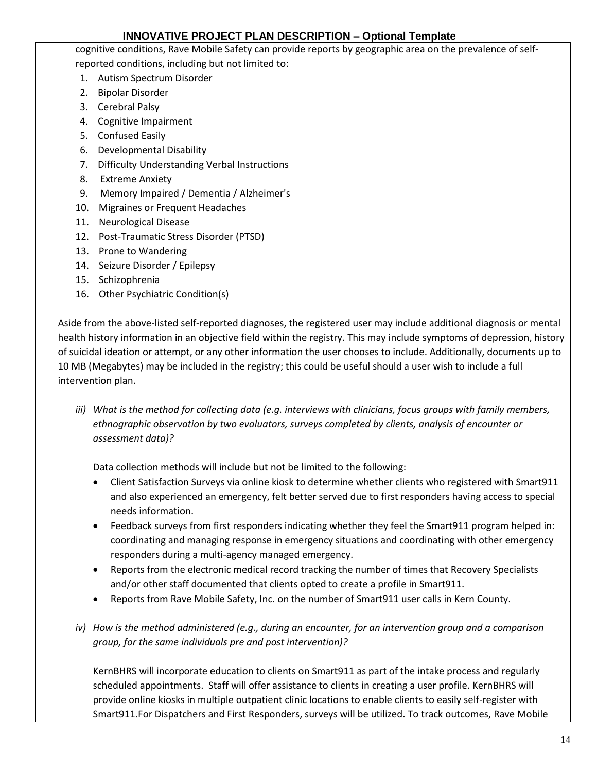cognitive conditions, Rave Mobile Safety can provide reports by geographic area on the prevalence of self-reported conditions, including but not limited to:

1. Autism Spectrum Disorder
2. Bipolar Disorder
3. Cerebral Palsy
4. Cognitive Impairment
5. Confused Easily
6. Developmental Disability
7. Difficulty Understanding Verbal Instructions
8. Extreme Anxiety
9. Memory Impaired / Dementia / Alzheimer's
10. Migraines or Frequent Headaches
11. Neurological Disease
12. Post-Traumatic Stress Disorder (PTSD)
13. Prone to Wandering
14. Seizure Disorder / Epilepsy
15. Schizophrenia
16. Other Psychiatric Condition(s)

Aside from the above-listed self-reported diagnoses, the registered user may include additional diagnosis or mental health history information in an objective field within the registry. This may include symptoms of depression, history of suicidal ideation or attempt, or any other information the user chooses to include. Additionally, documents up to 10 MB (Megabytes) may be included in the registry; this could be useful should a user wish to include a full intervention plan.

*iii) What is the method for collecting data (e.g. interviews with clinicians, focus groups with family members, ethnographic observation by two evaluators, surveys completed by clients, analysis of encounter or assessment data)?*

Data collection methods will include but not be limited to the following:

- Client Satisfaction Surveys via online kiosk to determine whether clients who registered with Smart911 and also experienced an emergency, felt better served due to first responders having access to special needs information.
- Feedback surveys from first responders indicating whether they feel the Smart911 program helped in: coordinating and managing response in emergency situations and coordinating with other emergency responders during a multi-agency managed emergency.
- Reports from the electronic medical record tracking the number of times that Recovery Specialists and/or other staff documented that clients opted to create a profile in Smart911.
- Reports from Rave Mobile Safety, Inc. on the number of Smart911 user calls in Kern County.

*iv) How is the method administered (e.g., during an encounter, for an intervention group and a comparison group, for the same individuals pre and post intervention)?*

KernBHRS will incorporate education to clients on Smart911 as part of the intake process and regularly scheduled appointments. Staff will offer assistance to clients in creating a user profile. KernBHRS will provide online kiosks in multiple outpatient clinic locations to enable clients to easily self-register with Smart911.For Dispatchers and First Responders, surveys will be utilized. To track outcomes, Rave Mobile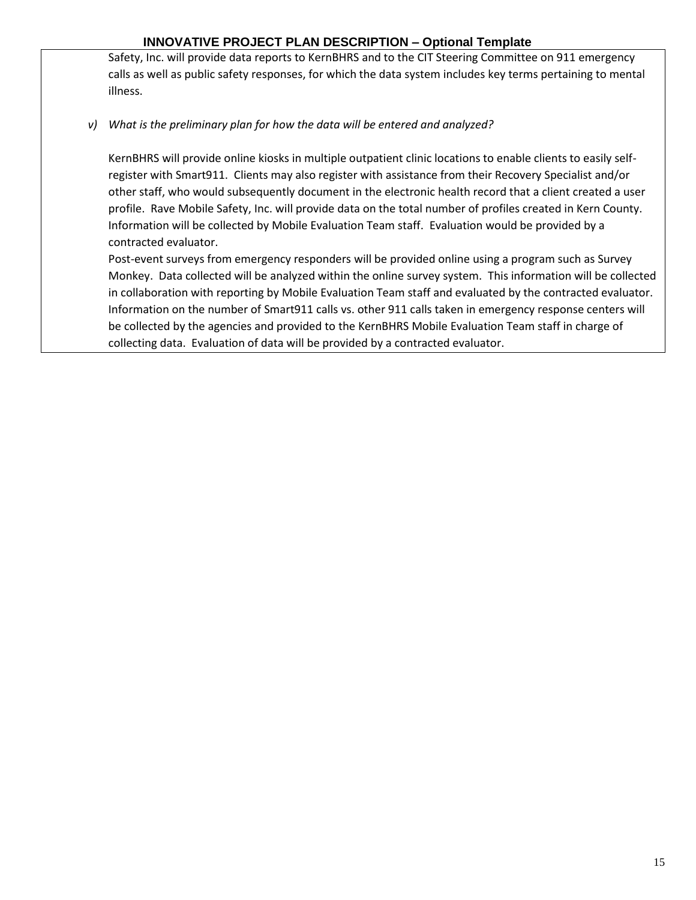Safety, Inc. will provide data reports to KernBHRS and to the CIT Steering Committee on 911 emergency calls as well as public safety responses, for which the data system includes key terms pertaining to mental illness.

*v) What is the preliminary plan for how the data will be entered and analyzed?*

KernBHRS will provide online kiosks in multiple outpatient clinic locations to enable clients to easily self-register with Smart911. Clients may also register with assistance from their Recovery Specialist and/or other staff, who would subsequently document in the electronic health record that a client created a user profile. Rave Mobile Safety, Inc. will provide data on the total number of profiles created in Kern County. Information will be collected by Mobile Evaluation Team staff. Evaluation would be provided by a contracted evaluator.

Post-event surveys from emergency responders will be provided online using a program such as Survey Monkey. Data collected will be analyzed within the online survey system. This information will be collected in collaboration with reporting by Mobile Evaluation Team staff and evaluated by the contracted evaluator. Information on the number of Smart911 calls vs. other 911 calls taken in emergency response centers will be collected by the agencies and provided to the KernBHRS Mobile Evaluation Team staff in charge of collecting data. Evaluation of data will be provided by a contracted evaluator.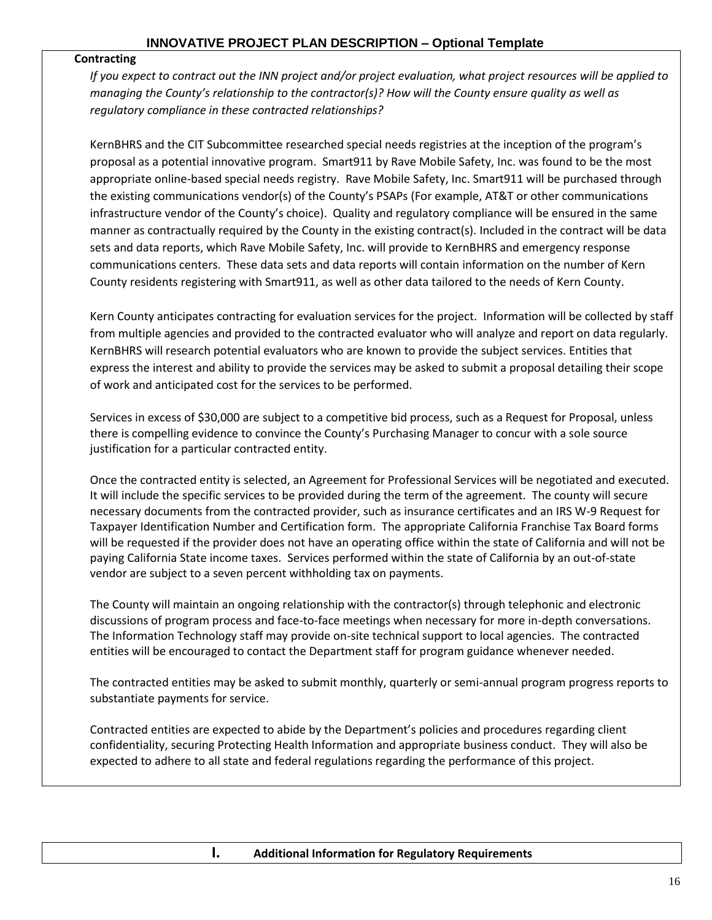# INNOVATIVE PROJECT PLAN DESCRIPTION – Optional Template

**Contracting**

*If you expect to contract out the INN project and/or project evaluation, what project resources will be applied to managing the County's relationship to the contractor(s)? How will the County ensure quality as well as regulatory compliance in these contracted relationships?*

KernBHRS and the CIT Subcommittee researched special needs registries at the inception of the program's proposal as a potential innovative program. Smart911 by Rave Mobile Safety, Inc. was found to be the most appropriate online-based special needs registry. Rave Mobile Safety, Inc. Smart911 will be purchased through the existing communications vendor(s) of the County's PSAPs (For example, AT&T or other communications infrastructure vendor of the County's choice). Quality and regulatory compliance will be ensured in the same manner as contractually required by the County in the existing contract(s). Included in the contract will be data sets and data reports, which Rave Mobile Safety, Inc. will provide to KernBHRS and emergency response communications centers. These data sets and data reports will contain information on the number of Kern County residents registering with Smart911, as well as other data tailored to the needs of Kern County.

Kern County anticipates contracting for evaluation services for the project. Information will be collected by staff from multiple agencies and provided to the contracted evaluator who will analyze and report on data regularly. KernBHRS will research potential evaluators who are known to provide the subject services. Entities that express the interest and ability to provide the services may be asked to submit a proposal detailing their scope of work and anticipated cost for the services to be performed.

Services in excess of $30,000 are subject to a competitive bid process, such as a Request for Proposal, unless there is compelling evidence to convince the County's Purchasing Manager to concur with a sole source justification for a particular contracted entity.

Once the contracted entity is selected, an Agreement for Professional Services will be negotiated and executed. It will include the specific services to be provided during the term of the agreement. The county will secure necessary documents from the contracted provider, such as insurance certificates and an IRS W-9 Request for Taxpayer Identification Number and Certification form. The appropriate California Franchise Tax Board forms will be requested if the provider does not have an operating office within the state of California and will not be paying California State income taxes. Services performed within the state of California by an out-of-state vendor are subject to a seven percent withholding tax on payments.

The County will maintain an ongoing relationship with the contractor(s) through telephonic and electronic discussions of program process and face-to-face meetings when necessary for more in-depth conversations. The Information Technology staff may provide on-site technical support to local agencies. The contracted entities will be encouraged to contact the Department staff for program guidance whenever needed.

The contracted entities may be asked to submit monthly, quarterly or semi-annual program progress reports to substantiate payments for service.

Contracted entities are expected to abide by the Department's policies and procedures regarding client confidentiality, securing Protecting Health Information and appropriate business conduct. They will also be expected to adhere to all state and federal regulations regarding the performance of this project.

## I. Additional Information for Regulatory Requirements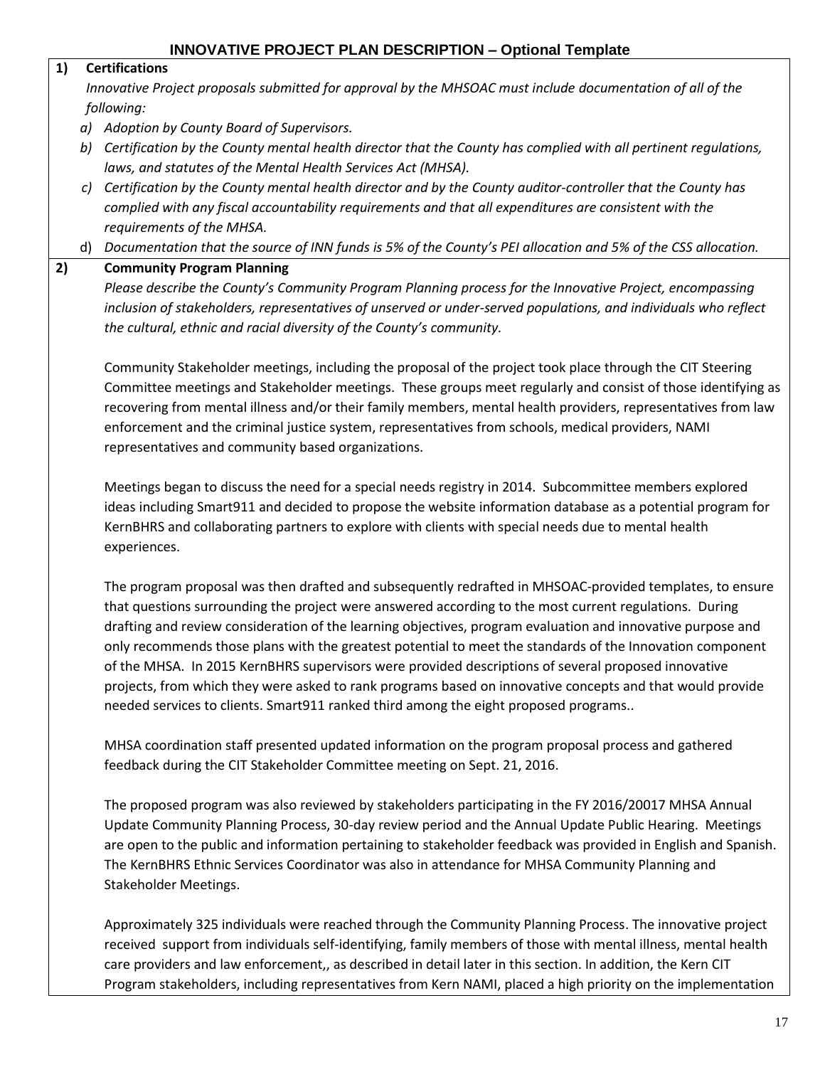## INNOVATIVE PROJECT PLAN DESCRIPTION – Optional Template

**1) Certifications**

*Innovative Project proposals submitted for approval by the MHSOAC must include documentation of all of the following:*

*a) Adoption by County Board of Supervisors.*

*b) Certification by the County mental health director that the County has complied with all pertinent regulations, laws, and statutes of the Mental Health Services Act (MHSA).*

*c) Certification by the County mental health director and by the County auditor-controller that the County has complied with any fiscal accountability requirements and that all expenditures are consistent with the requirements of the MHSA.*

d) *Documentation that the source of INN funds is 5% of the County's PEI allocation and 5% of the CSS allocation.*

**2) Community Program Planning**

*Please describe the County's Community Program Planning process for the Innovative Project, encompassing inclusion of stakeholders, representatives of unserved or under-served populations, and individuals who reflect the cultural, ethnic and racial diversity of the County's community.*

Community Stakeholder meetings, including the proposal of the project took place through the CIT Steering Committee meetings and Stakeholder meetings. These groups meet regularly and consist of those identifying as recovering from mental illness and/or their family members, mental health providers, representatives from law enforcement and the criminal justice system, representatives from schools, medical providers, NAMI representatives and community based organizations.

Meetings began to discuss the need for a special needs registry in 2014. Subcommittee members explored ideas including Smart911 and decided to propose the website information database as a potential program for KernBHRS and collaborating partners to explore with clients with special needs due to mental health experiences.

The program proposal was then drafted and subsequently redrafted in MHSOAC-provided templates, to ensure that questions surrounding the project were answered according to the most current regulations. During drafting and review consideration of the learning objectives, program evaluation and innovative purpose and only recommends those plans with the greatest potential to meet the standards of the Innovation component of the MHSA. In 2015 KernBHRS supervisors were provided descriptions of several proposed innovative projects, from which they were asked to rank programs based on innovative concepts and that would provide needed services to clients. Smart911 ranked third among the eight proposed programs..

MHSA coordination staff presented updated information on the program proposal process and gathered feedback during the CIT Stakeholder Committee meeting on Sept. 21, 2016.

The proposed program was also reviewed by stakeholders participating in the FY 2016/20017 MHSA Annual Update Community Planning Process, 30-day review period and the Annual Update Public Hearing. Meetings are open to the public and information pertaining to stakeholder feedback was provided in English and Spanish. The KernBHRS Ethnic Services Coordinator was also in attendance for MHSA Community Planning and Stakeholder Meetings.

Approximately 325 individuals were reached through the Community Planning Process. The innovative project received support from individuals self-identifying, family members of those with mental illness, mental health care providers and law enforcement,, as described in detail later in this section. In addition, the Kern CIT Program stakeholders, including representatives from Kern NAMI, placed a high priority on the implementation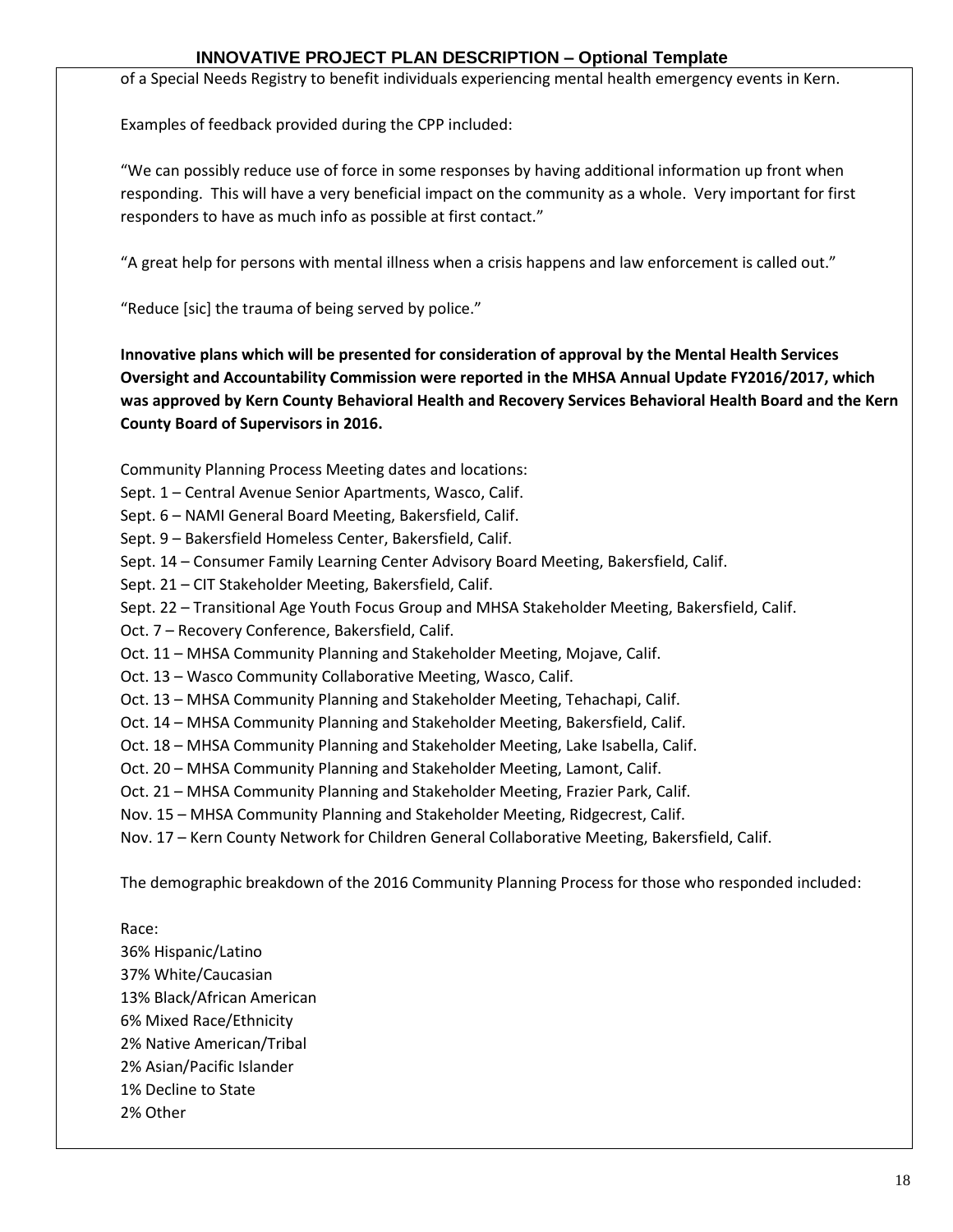of a Special Needs Registry to benefit individuals experiencing mental health emergency events in Kern.

Examples of feedback provided during the CPP included:

"We can possibly reduce use of force in some responses by having additional information up front when responding. This will have a very beneficial impact on the community as a whole. Very important for first responders to have as much info as possible at first contact."

"A great help for persons with mental illness when a crisis happens and law enforcement is called out."

"Reduce [sic] the trauma of being served by police."

**Innovative plans which will be presented for consideration of approval by the Mental Health Services Oversight and Accountability Commission were reported in the MHSA Annual Update FY2016/2017, which was approved by Kern County Behavioral Health and Recovery Services Behavioral Health Board and the Kern County Board of Supervisors in 2016.**

Community Planning Process Meeting dates and locations:
Sept. 1 – Central Avenue Senior Apartments, Wasco, Calif.
Sept. 6 – NAMI General Board Meeting, Bakersfield, Calif.
Sept. 9 – Bakersfield Homeless Center, Bakersfield, Calif.
Sept. 14 – Consumer Family Learning Center Advisory Board Meeting, Bakersfield, Calif.
Sept. 21 – CIT Stakeholder Meeting, Bakersfield, Calif.
Sept. 22 – Transitional Age Youth Focus Group and MHSA Stakeholder Meeting, Bakersfield, Calif.
Oct. 7 – Recovery Conference, Bakersfield, Calif.
Oct. 11 – MHSA Community Planning and Stakeholder Meeting, Mojave, Calif.
Oct. 13 – Wasco Community Collaborative Meeting, Wasco, Calif.
Oct. 13 – MHSA Community Planning and Stakeholder Meeting, Tehachapi, Calif.
Oct. 14 – MHSA Community Planning and Stakeholder Meeting, Bakersfield, Calif.
Oct. 18 – MHSA Community Planning and Stakeholder Meeting, Lake Isabella, Calif.
Oct. 20 – MHSA Community Planning and Stakeholder Meeting, Lamont, Calif.
Oct. 21 – MHSA Community Planning and Stakeholder Meeting, Frazier Park, Calif.
Nov. 15 – MHSA Community Planning and Stakeholder Meeting, Ridgecrest, Calif.
Nov. 17 – Kern County Network for Children General Collaborative Meeting, Bakersfield, Calif.

The demographic breakdown of the 2016 Community Planning Process for those who responded included:

Race:
36% Hispanic/Latino
37% White/Caucasian
13% Black/African American
6% Mixed Race/Ethnicity
2% Native American/Tribal
2% Asian/Pacific Islander
1% Decline to State
2% Other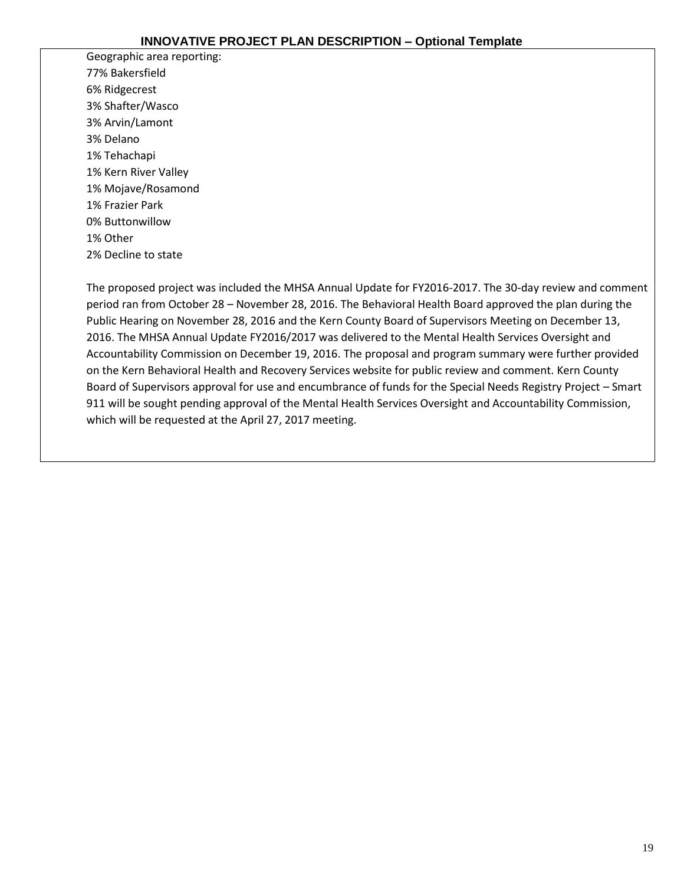Geographic area reporting:

77% Bakersfield

6% Ridgecrest

3% Shafter/Wasco

3% Arvin/Lamont

3% Delano

1% Tehachapi

1% Kern River Valley

1% Mojave/Rosamond

1% Frazier Park

0% Buttonwillow

1% Other

2% Decline to state

The proposed project was included the MHSA Annual Update for FY2016-2017. The 30-day review and comment period ran from October 28 – November 28, 2016. The Behavioral Health Board approved the plan during the Public Hearing on November 28, 2016 and the Kern County Board of Supervisors Meeting on December 13, 2016. The MHSA Annual Update FY2016/2017 was delivered to the Mental Health Services Oversight and Accountability Commission on December 19, 2016. The proposal and program summary were further provided on the Kern Behavioral Health and Recovery Services website for public review and comment. Kern County Board of Supervisors approval for use and encumbrance of funds for the Special Needs Registry Project – Smart 911 will be sought pending approval of the Mental Health Services Oversight and Accountability Commission, which will be requested at the April 27, 2017 meeting.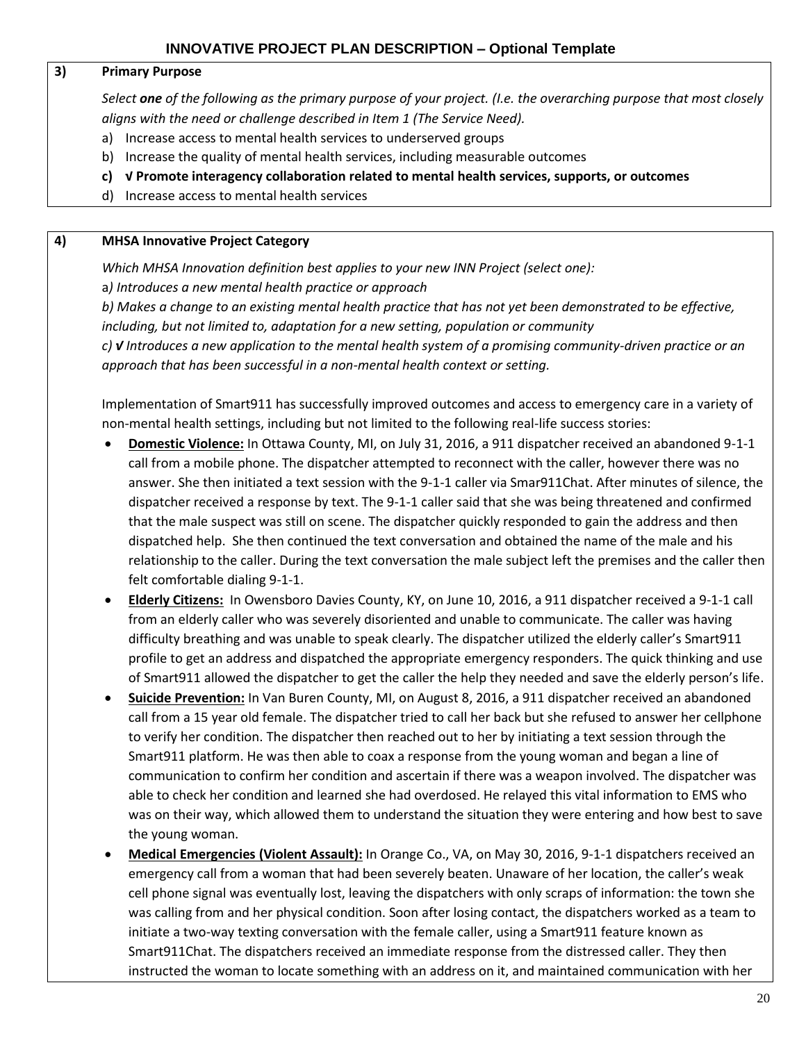## INNOVATIVE PROJECT PLAN DESCRIPTION – Optional Template

### 3) Primary Purpose

*Select **one** of the following as the primary purpose of your project. (I.e. the overarching purpose that most closely aligns with the need or challenge described in Item 1 (The Service Need).*

a) Increase access to mental health services to underserved groups
b) Increase the quality of mental health services, including measurable outcomes
**c) √ Promote interagency collaboration related to mental health services, supports, or outcomes**
d) Increase access to mental health services

### 4) MHSA Innovative Project Category

*Which MHSA Innovation definition best applies to your new INN Project (select one):*

*a) Introduces a new mental health practice or approach*

*b) Makes a change to an existing mental health practice that has not yet been demonstrated to be effective, including, but not limited to, adaptation for a new setting, population or community*

*c) √ Introduces a new application to the mental health system of a promising community-driven practice or an approach that has been successful in a non-mental health context or setting.*

Implementation of Smart911 has successfully improved outcomes and access to emergency care in a variety of non-mental health settings, including but not limited to the following real-life success stories:

- **Domestic Violence:** In Ottawa County, MI, on July 31, 2016, a 911 dispatcher received an abandoned 9-1-1 call from a mobile phone. The dispatcher attempted to reconnect with the caller, however there was no answer. She then initiated a text session with the 9-1-1 caller via Smar911Chat. After minutes of silence, the dispatcher received a response by text. The 9-1-1 caller said that she was being threatened and confirmed that the male suspect was still on scene. The dispatcher quickly responded to gain the address and then dispatched help. She then continued the text conversation and obtained the name of the male and his relationship to the caller. During the text conversation the male subject left the premises and the caller then felt comfortable dialing 9-1-1.
- **Elderly Citizens:** In Owensboro Davies County, KY, on June 10, 2016, a 911 dispatcher received a 9-1-1 call from an elderly caller who was severely disoriented and unable to communicate. The caller was having difficulty breathing and was unable to speak clearly. The dispatcher utilized the elderly caller's Smart911 profile to get an address and dispatched the appropriate emergency responders. The quick thinking and use of Smart911 allowed the dispatcher to get the caller the help they needed and save the elderly person's life.
- **Suicide Prevention:** In Van Buren County, MI, on August 8, 2016, a 911 dispatcher received an abandoned call from a 15 year old female. The dispatcher tried to call her back but she refused to answer her cellphone to verify her condition. The dispatcher then reached out to her by initiating a text session through the Smart911 platform. He was then able to coax a response from the young woman and began a line of communication to confirm her condition and ascertain if there was a weapon involved. The dispatcher was able to check her condition and learned she had overdosed. He relayed this vital information to EMS who was on their way, which allowed them to understand the situation they were entering and how best to save the young woman.
- **Medical Emergencies (Violent Assault):** In Orange Co., VA, on May 30, 2016, 9-1-1 dispatchers received an emergency call from a woman that had been severely beaten. Unaware of her location, the caller's weak cell phone signal was eventually lost, leaving the dispatchers with only scraps of information: the town she was calling from and her physical condition. Soon after losing contact, the dispatchers worked as a team to initiate a two-way texting conversation with the female caller, using a Smart911 feature known as Smart911Chat. The dispatchers received an immediate response from the distressed caller. They then instructed the woman to locate something with an address on it, and maintained communication with her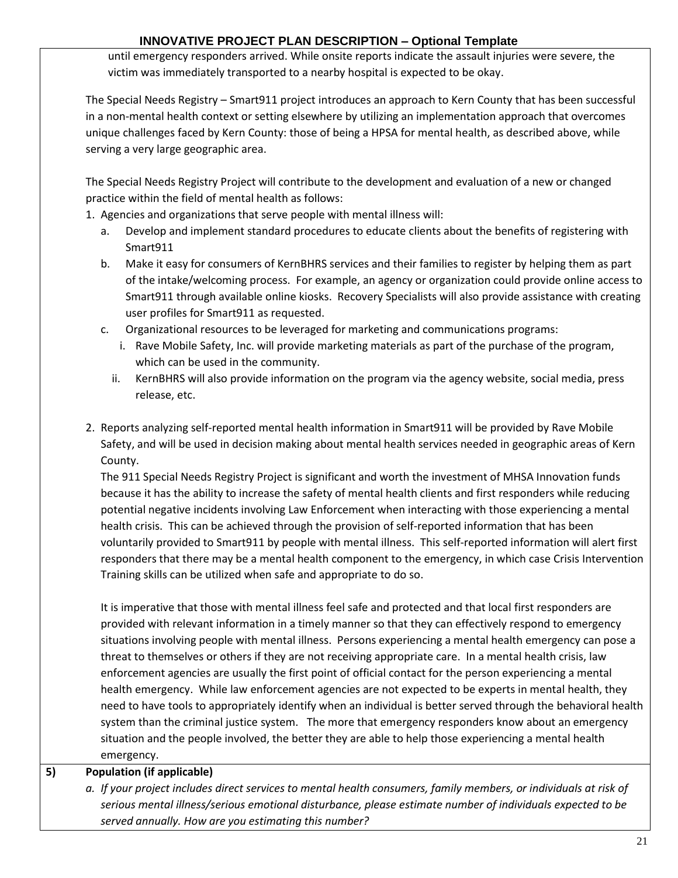until emergency responders arrived. While onsite reports indicate the assault injuries were severe, the victim was immediately transported to a nearby hospital is expected to be okay.

The Special Needs Registry – Smart911 project introduces an approach to Kern County that has been successful in a non-mental health context or setting elsewhere by utilizing an implementation approach that overcomes unique challenges faced by Kern County: those of being a HPSA for mental health, as described above, while serving a very large geographic area.

The Special Needs Registry Project will contribute to the development and evaluation of a new or changed practice within the field of mental health as follows:

1. Agencies and organizations that serve people with mental illness will:
   a. Develop and implement standard procedures to educate clients about the benefits of registering with Smart911
   b. Make it easy for consumers of KernBHRS services and their families to register by helping them as part of the intake/welcoming process. For example, an agency or organization could provide online access to Smart911 through available online kiosks. Recovery Specialists will also provide assistance with creating user profiles for Smart911 as requested.
   c. Organizational resources to be leveraged for marketing and communications programs:
      i. Rave Mobile Safety, Inc. will provide marketing materials as part of the purchase of the program, which can be used in the community.
      ii. KernBHRS will also provide information on the program via the agency website, social media, press release, etc.

2. Reports analyzing self-reported mental health information in Smart911 will be provided by Rave Mobile Safety, and will be used in decision making about mental health services needed in geographic areas of Kern County.

   The 911 Special Needs Registry Project is significant and worth the investment of MHSA Innovation funds because it has the ability to increase the safety of mental health clients and first responders while reducing potential negative incidents involving Law Enforcement when interacting with those experiencing a mental health crisis. This can be achieved through the provision of self-reported information that has been voluntarily provided to Smart911 by people with mental illness. This self-reported information will alert first responders that there may be a mental health component to the emergency, in which case Crisis Intervention Training skills can be utilized when safe and appropriate to do so.

   It is imperative that those with mental illness feel safe and protected and that local first responders are provided with relevant information in a timely manner so that they can effectively respond to emergency situations involving people with mental illness. Persons experiencing a mental health emergency can pose a threat to themselves or others if they are not receiving appropriate care. In a mental health crisis, law enforcement agencies are usually the first point of official contact for the person experiencing a mental health emergency. While law enforcement agencies are not expected to be experts in mental health, they need to have tools to appropriately identify when an individual is better served through the behavioral health system than the criminal justice system. The more that emergency responders know about an emergency situation and the people involved, the better they are able to help those experiencing a mental health emergency.

**5) Population (if applicable)**

*a. If your project includes direct services to mental health consumers, family members, or individuals at risk of serious mental illness/serious emotional disturbance, please estimate number of individuals expected to be served annually. How are you estimating this number?*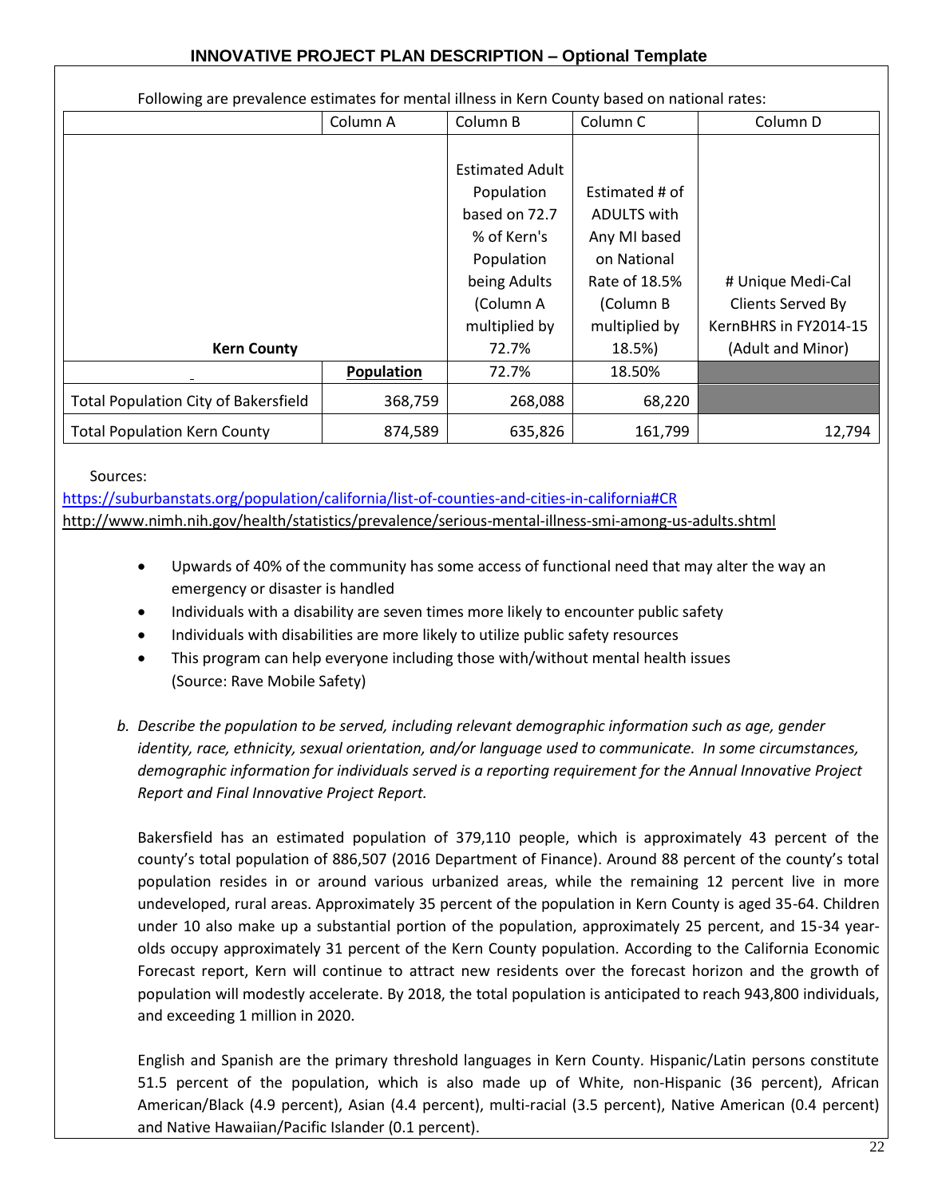## INNOVATIVE PROJECT PLAN DESCRIPTION – Optional Template

Following are prevalence estimates for mental illness in Kern County based on national rates:

| | Column A | Column B | Column C | Column D |
|---|---|---|---|---|
| **Kern County** | | Estimated Adult Population based on 72.7 % of Kern's Population being Adults (Column A multiplied by 72.7% | Estimated # of ADULTS with Any MI based on National Rate of 18.5% (Column B multiplied by 18.5%) | # Unique Medi-Cal Clients Served By KernBHRS in FY2014-15 (Adult and Minor) |
| | **Population** | 72.7% | 18.50% | |
| Total Population City of Bakersfield | 368,759 | 268,088 | 68,220 | |
| Total Population Kern County | 874,589 | 635,826 | 161,799 | 12,794 |

Sources:
https://suburbanstats.org/population/california/list-of-counties-and-cities-in-california#CR
http://www.nimh.nih.gov/health/statistics/prevalence/serious-mental-illness-smi-among-us-adults.shtml

- Upwards of 40% of the community has some access of functional need that may alter the way an emergency or disaster is handled
- Individuals with a disability are seven times more likely to encounter public safety
- Individuals with disabilities are more likely to utilize public safety resources
- This program can help everyone including those with/without mental health issues (Source: Rave Mobile Safety)

*b. Describe the population to be served, including relevant demographic information such as age, gender identity, race, ethnicity, sexual orientation, and/or language used to communicate. In some circumstances, demographic information for individuals served is a reporting requirement for the Annual Innovative Project Report and Final Innovative Project Report.*

Bakersfield has an estimated population of 379,110 people, which is approximately 43 percent of the county's total population of 886,507 (2016 Department of Finance). Around 88 percent of the county's total population resides in or around various urbanized areas, while the remaining 12 percent live in more undeveloped, rural areas. Approximately 35 percent of the population in Kern County is aged 35-64. Children under 10 also make up a substantial portion of the population, approximately 25 percent, and 15-34 year-olds occupy approximately 31 percent of the Kern County population. According to the California Economic Forecast report, Kern will continue to attract new residents over the forecast horizon and the growth of population will modestly accelerate. By 2018, the total population is anticipated to reach 943,800 individuals, and exceeding 1 million in 2020.

English and Spanish are the primary threshold languages in Kern County. Hispanic/Latin persons constitute 51.5 percent of the population, which is also made up of White, non-Hispanic (36 percent), African American/Black (4.9 percent), Asian (4.4 percent), multi-racial (3.5 percent), Native American (0.4 percent) and Native Hawaiian/Pacific Islander (0.1 percent).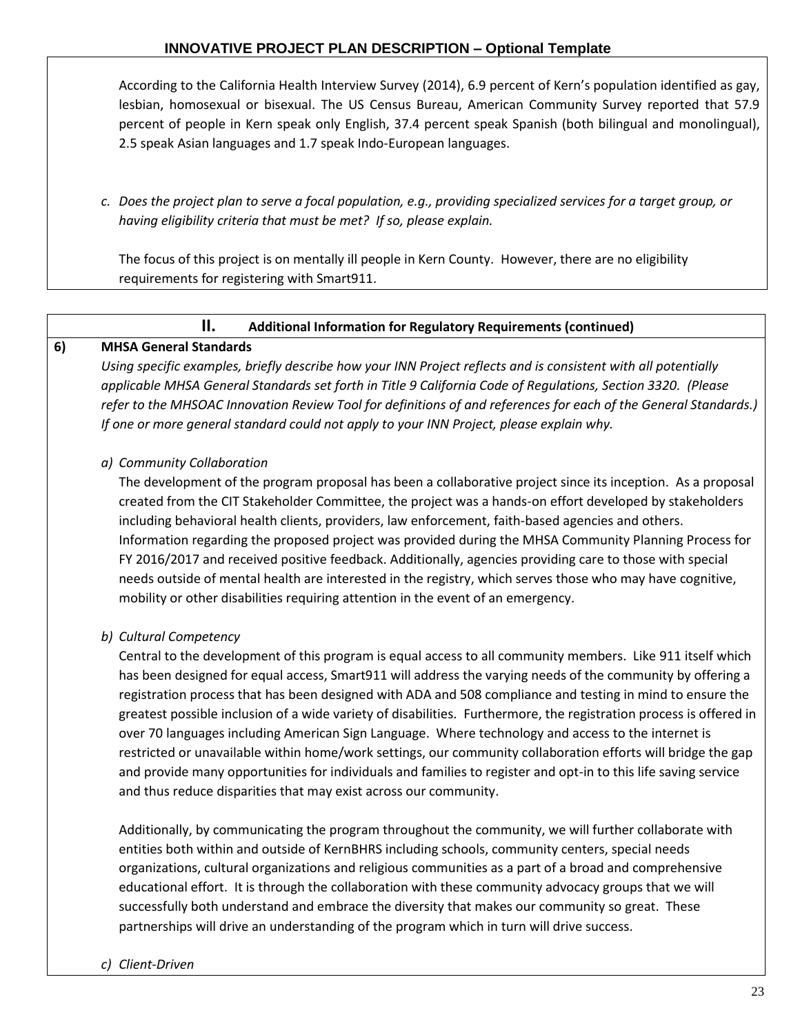According to the California Health Interview Survey (2014), 6.9 percent of Kern's population identified as gay, lesbian, homosexual or bisexual. The US Census Bureau, American Community Survey reported that 57.9 percent of people in Kern speak only English, 37.4 percent speak Spanish (both bilingual and monolingual), 2.5 speak Asian languages and 1.7 speak Indo-European languages.

*c. Does the project plan to serve a focal population, e.g., providing specialized services for a target group, or having eligibility criteria that must be met? If so, please explain.*

The focus of this project is on mentally ill people in Kern County. However, there are no eligibility requirements for registering with Smart911.

## II. Additional Information for Regulatory Requirements (continued)

**6) MHSA General Standards**

*Using specific examples, briefly describe how your INN Project reflects and is consistent with all potentially applicable MHSA General Standards set forth in Title 9 California Code of Regulations, Section 3320. (Please refer to the MHSOAC Innovation Review Tool for definitions of and references for each of the General Standards.) If one or more general standard could not apply to your INN Project, please explain why.*

*a) Community Collaboration*

The development of the program proposal has been a collaborative project since its inception. As a proposal created from the CIT Stakeholder Committee, the project was a hands-on effort developed by stakeholders including behavioral health clients, providers, law enforcement, faith-based agencies and others. Information regarding the proposed project was provided during the MHSA Community Planning Process for FY 2016/2017 and received positive feedback. Additionally, agencies providing care to those with special needs outside of mental health are interested in the registry, which serves those who may have cognitive, mobility or other disabilities requiring attention in the event of an emergency.

*b) Cultural Competency*

Central to the development of this program is equal access to all community members. Like 911 itself which has been designed for equal access, Smart911 will address the varying needs of the community by offering a registration process that has been designed with ADA and 508 compliance and testing in mind to ensure the greatest possible inclusion of a wide variety of disabilities. Furthermore, the registration process is offered in over 70 languages including American Sign Language. Where technology and access to the internet is restricted or unavailable within home/work settings, our community collaboration efforts will bridge the gap and provide many opportunities for individuals and families to register and opt-in to this life saving service and thus reduce disparities that may exist across our community.

Additionally, by communicating the program throughout the community, we will further collaborate with entities both within and outside of KernBHRS including schools, community centers, special needs organizations, cultural organizations and religious communities as a part of a broad and comprehensive educational effort. It is through the collaboration with these community advocacy groups that we will successfully both understand and embrace the diversity that makes our community so great. These partnerships will drive an understanding of the program which in turn will drive success.

*c) Client-Driven*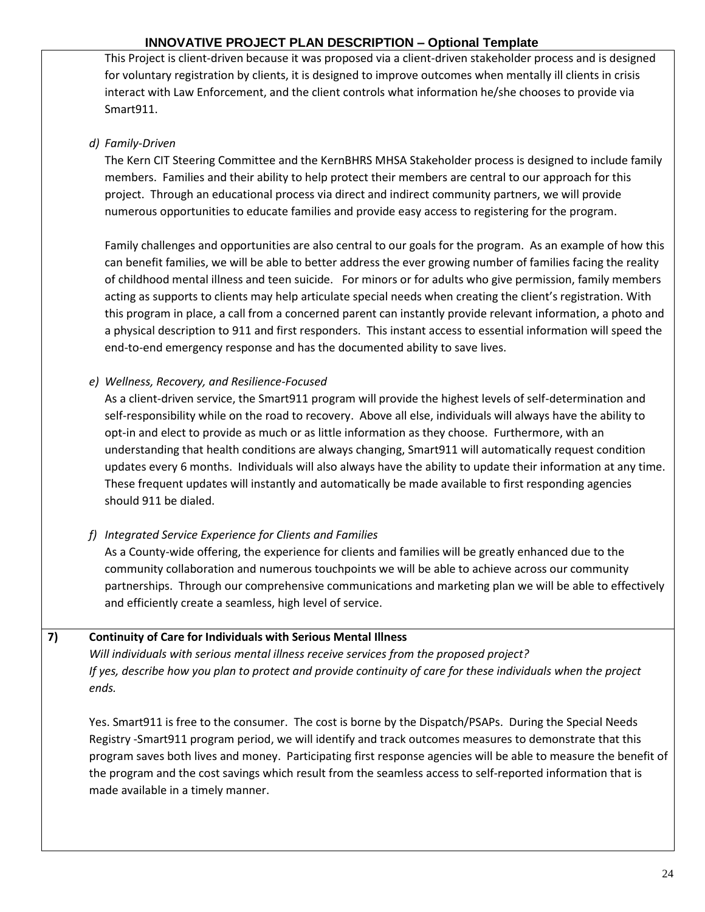This Project is client-driven because it was proposed via a client-driven stakeholder process and is designed for voluntary registration by clients, it is designed to improve outcomes when mentally ill clients in crisis interact with Law Enforcement, and the client controls what information he/she chooses to provide via Smart911.

*d) Family-Driven*

The Kern CIT Steering Committee and the KernBHRS MHSA Stakeholder process is designed to include family members. Families and their ability to help protect their members are central to our approach for this project. Through an educational process via direct and indirect community partners, we will provide numerous opportunities to educate families and provide easy access to registering for the program.

Family challenges and opportunities are also central to our goals for the program. As an example of how this can benefit families, we will be able to better address the ever growing number of families facing the reality of childhood mental illness and teen suicide. For minors or for adults who give permission, family members acting as supports to clients may help articulate special needs when creating the client's registration. With this program in place, a call from a concerned parent can instantly provide relevant information, a photo and a physical description to 911 and first responders. This instant access to essential information will speed the end-to-end emergency response and has the documented ability to save lives.

*e) Wellness, Recovery, and Resilience-Focused*

As a client-driven service, the Smart911 program will provide the highest levels of self-determination and self-responsibility while on the road to recovery. Above all else, individuals will always have the ability to opt-in and elect to provide as much or as little information as they choose. Furthermore, with an understanding that health conditions are always changing, Smart911 will automatically request condition updates every 6 months. Individuals will also always have the ability to update their information at any time. These frequent updates will instantly and automatically be made available to first responding agencies should 911 be dialed.

*f) Integrated Service Experience for Clients and Families*

As a County-wide offering, the experience for clients and families will be greatly enhanced due to the community collaboration and numerous touchpoints we will be able to achieve across our community partnerships. Through our comprehensive communications and marketing plan we will be able to effectively and efficiently create a seamless, high level of service.

**7) Continuity of Care for Individuals with Serious Mental Illness**

*Will individuals with serious mental illness receive services from the proposed project?*
*If yes, describe how you plan to protect and provide continuity of care for these individuals when the project ends.*

Yes. Smart911 is free to the consumer. The cost is borne by the Dispatch/PSAPs. During the Special Needs Registry -Smart911 program period, we will identify and track outcomes measures to demonstrate that this program saves both lives and money. Participating first response agencies will be able to measure the benefit of the program and the cost savings which result from the seamless access to self-reported information that is made available in a timely manner.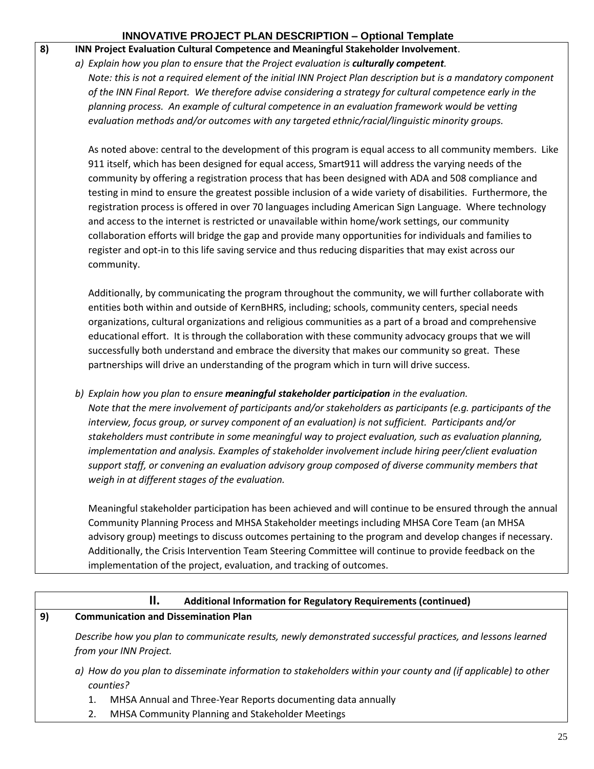# INNOVATIVE PROJECT PLAN DESCRIPTION – Optional Template

**8) INN Project Evaluation Cultural Competence and Meaningful Stakeholder Involvement**.

a) *Explain how you plan to ensure that the Project evaluation is* ***culturally competent****.*
*Note: this is not a required element of the initial INN Project Plan description but is a mandatory component of the INN Final Report. We therefore advise considering a strategy for cultural competence early in the planning process. An example of cultural competence in an evaluation framework would be vetting evaluation methods and/or outcomes with any targeted ethnic/racial/linguistic minority groups.*

As noted above: central to the development of this program is equal access to all community members. Like 911 itself, which has been designed for equal access, Smart911 will address the varying needs of the community by offering a registration process that has been designed with ADA and 508 compliance and testing in mind to ensure the greatest possible inclusion of a wide variety of disabilities. Furthermore, the registration process is offered in over 70 languages including American Sign Language. Where technology and access to the internet is restricted or unavailable within home/work settings, our community collaboration efforts will bridge the gap and provide many opportunities for individuals and families to register and opt-in to this life saving service and thus reducing disparities that may exist across our community.

Additionally, by communicating the program throughout the community, we will further collaborate with entities both within and outside of KernBHRS, including; schools, community centers, special needs organizations, cultural organizations and religious communities as a part of a broad and comprehensive educational effort. It is through the collaboration with these community advocacy groups that we will successfully both understand and embrace the diversity that makes our community so great. These partnerships will drive an understanding of the program which in turn will drive success.

b) *Explain how you plan to ensure* ***meaningful stakeholder participation*** *in the evaluation.*
*Note that the mere involvement of participants and/or stakeholders as participants (e.g. participants of the interview, focus group, or survey component of an evaluation) is not sufficient. Participants and/or stakeholders must contribute in some meaningful way to project evaluation, such as evaluation planning, implementation and analysis. Examples of stakeholder involvement include hiring peer/client evaluation support staff, or convening an evaluation advisory group composed of diverse community members that weigh in at different stages of the evaluation.*

Meaningful stakeholder participation has been achieved and will continue to be ensured through the annual Community Planning Process and MHSA Stakeholder meetings including MHSA Core Team (an MHSA advisory group) meetings to discuss outcomes pertaining to the program and develop changes if necessary. Additionally, the Crisis Intervention Team Steering Committee will continue to provide feedback on the implementation of the project, evaluation, and tracking of outcomes.

## II. Additional Information for Regulatory Requirements (continued)

**9) Communication and Dissemination Plan**

*Describe how you plan to communicate results, newly demonstrated successful practices, and lessons learned from your INN Project.*

a) *How do you plan to disseminate information to stakeholders within your county and (if applicable) to other counties?*

1. MHSA Annual and Three-Year Reports documenting data annually
2. MHSA Community Planning and Stakeholder Meetings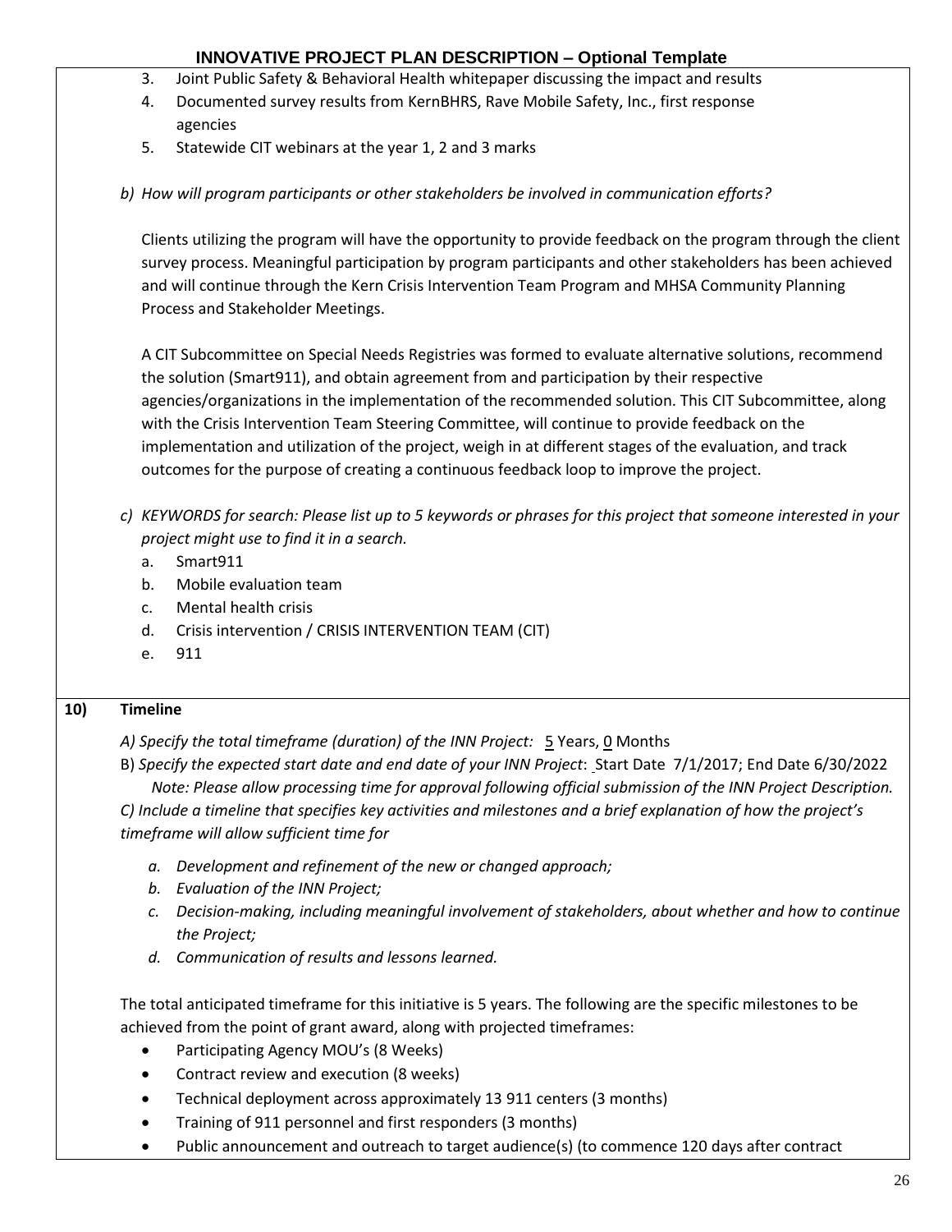3. Joint Public Safety & Behavioral Health whitepaper discussing the impact and results
4. Documented survey results from KernBHRS, Rave Mobile Safety, Inc., first response agencies
5. Statewide CIT webinars at the year 1, 2 and 3 marks

*b) How will program participants or other stakeholders be involved in communication efforts?*

Clients utilizing the program will have the opportunity to provide feedback on the program through the client survey process. Meaningful participation by program participants and other stakeholders has been achieved and will continue through the Kern Crisis Intervention Team Program and MHSA Community Planning Process and Stakeholder Meetings.

A CIT Subcommittee on Special Needs Registries was formed to evaluate alternative solutions, recommend the solution (Smart911), and obtain agreement from and participation by their respective agencies/organizations in the implementation of the recommended solution. This CIT Subcommittee, along with the Crisis Intervention Team Steering Committee, will continue to provide feedback on the implementation and utilization of the project, weigh in at different stages of the evaluation, and track outcomes for the purpose of creating a continuous feedback loop to improve the project.

*c) KEYWORDS for search: Please list up to 5 keywords or phrases for this project that someone interested in your project might use to find it in a search.*

a. Smart911
b. Mobile evaluation team
c. Mental health crisis
d. Crisis intervention / CRISIS INTERVENTION TEAM (CIT)
e. 911

## 10) Timeline

*A) Specify the total timeframe (duration) of the INN Project:* 5 Years, 0 Months

B) *Specify the expected start date and end date of your INN Project*: Start Date 7/1/2017; End Date 6/30/2022

*Note: Please allow processing time for approval following official submission of the INN Project Description.*

*C) Include a timeline that specifies key activities and milestones and a brief explanation of how the project's timeframe will allow sufficient time for*

*a. Development and refinement of the new or changed approach;*
*b. Evaluation of the INN Project;*
*c. Decision-making, including meaningful involvement of stakeholders, about whether and how to continue the Project;*
*d. Communication of results and lessons learned.*

The total anticipated timeframe for this initiative is 5 years. The following are the specific milestones to be achieved from the point of grant award, along with projected timeframes:

- Participating Agency MOU's (8 Weeks)
- Contract review and execution (8 weeks)
- Technical deployment across approximately 13 911 centers (3 months)
- Training of 911 personnel and first responders (3 months)
- Public announcement and outreach to target audience(s) (to commence 120 days after contract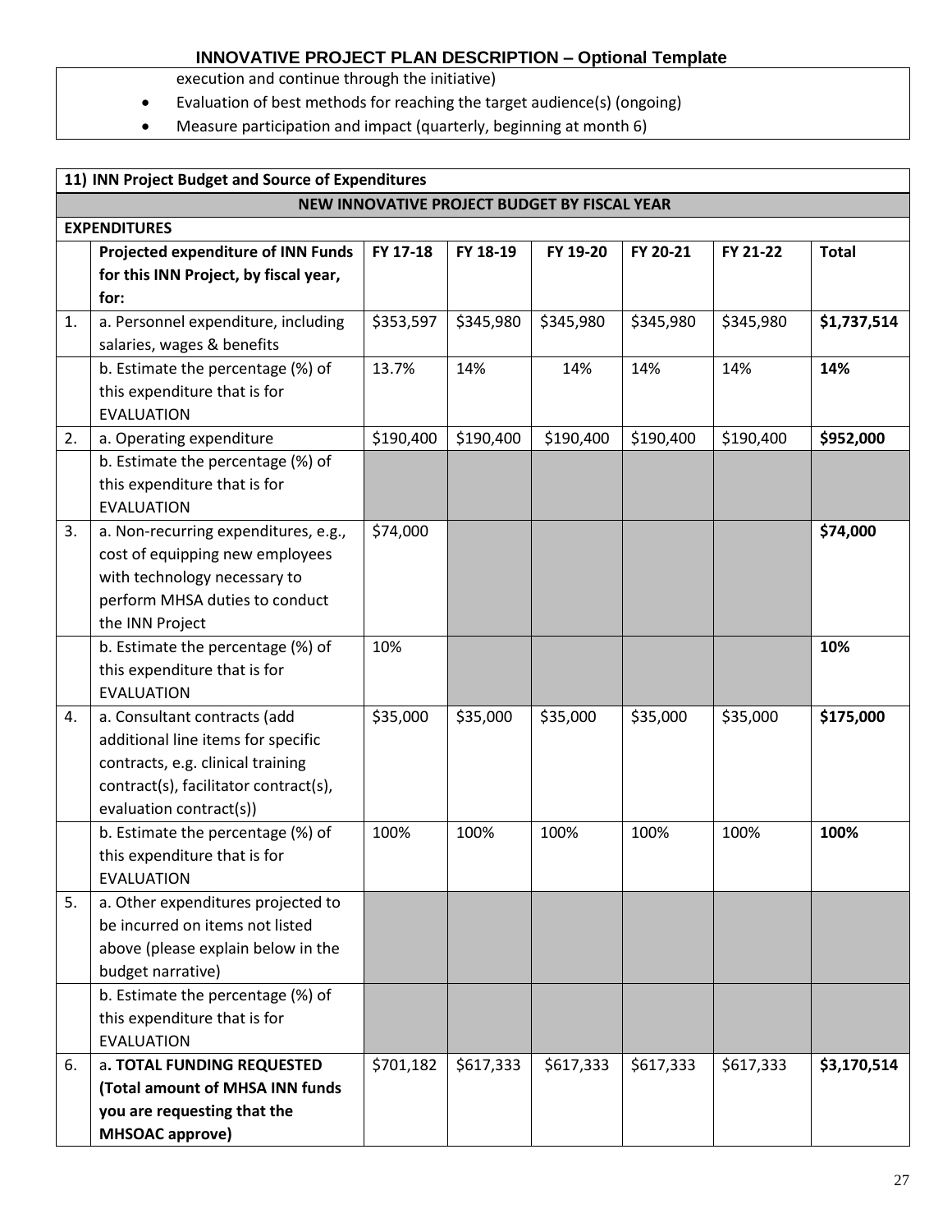execution and continue through the initiative)

- Evaluation of best methods for reaching the target audience(s) (ongoing)
- Measure participation and impact (quarterly, beginning at month 6)

**11) INN Project Budget and Source of Expenditures**

**NEW INNOVATIVE PROJECT BUDGET BY FISCAL YEAR**

**EXPENDITURES**

| | **Projected expenditure of INN Funds for this INN Project, by fiscal year, for:** | **FY 17-18** | **FY 18-19** | **FY 19-20** | **FY 20-21** | **FY 21-22** | **Total** |
|---|---|---|---|---|---|---|---|
| 1. | a. Personnel expenditure, including salaries, wages & benefits | $353,597 | $345,980 | $345,980 | $345,980 | $345,980 | **$1,737,514** |
| | b. Estimate the percentage (%) of this expenditure that is for EVALUATION | 13.7% | 14% | 14% | 14% | 14% | **14%** |
| 2. | a. Operating expenditure | $190,400 | $190,400 | $190,400 | $190,400 | $190,400 | **$952,000** |
| | b. Estimate the percentage (%) of this expenditure that is for EVALUATION | | | | | | |
| 3. | a. Non-recurring expenditures, e.g., cost of equipping new employees with technology necessary to perform MHSA duties to conduct the INN Project | $74,000 | | | | | **$74,000** |
| | b. Estimate the percentage (%) of this expenditure that is for EVALUATION | 10% | | | | | **10%** |
| 4. | a. Consultant contracts (add additional line items for specific contracts, e.g. clinical training contract(s), facilitator contract(s), evaluation contract(s)) | $35,000 | $35,000 | $35,000 | $35,000 | $35,000 | **$175,000** |
| | b. Estimate the percentage (%) of this expenditure that is for EVALUATION | 100% | 100% | 100% | 100% | 100% | **100%** |
| 5. | a. Other expenditures projected to be incurred on items not listed above (please explain below in the budget narrative) | | | | | | |
| | b. Estimate the percentage (%) of this expenditure that is for EVALUATION | | | | | | |
| 6. | a**. TOTAL FUNDING REQUESTED (Total amount of MHSA INN funds you are requesting that the MHSOAC approve)** | $701,182 | $617,333 | $617,333 | $617,333 | $617,333 | **$3,170,514** |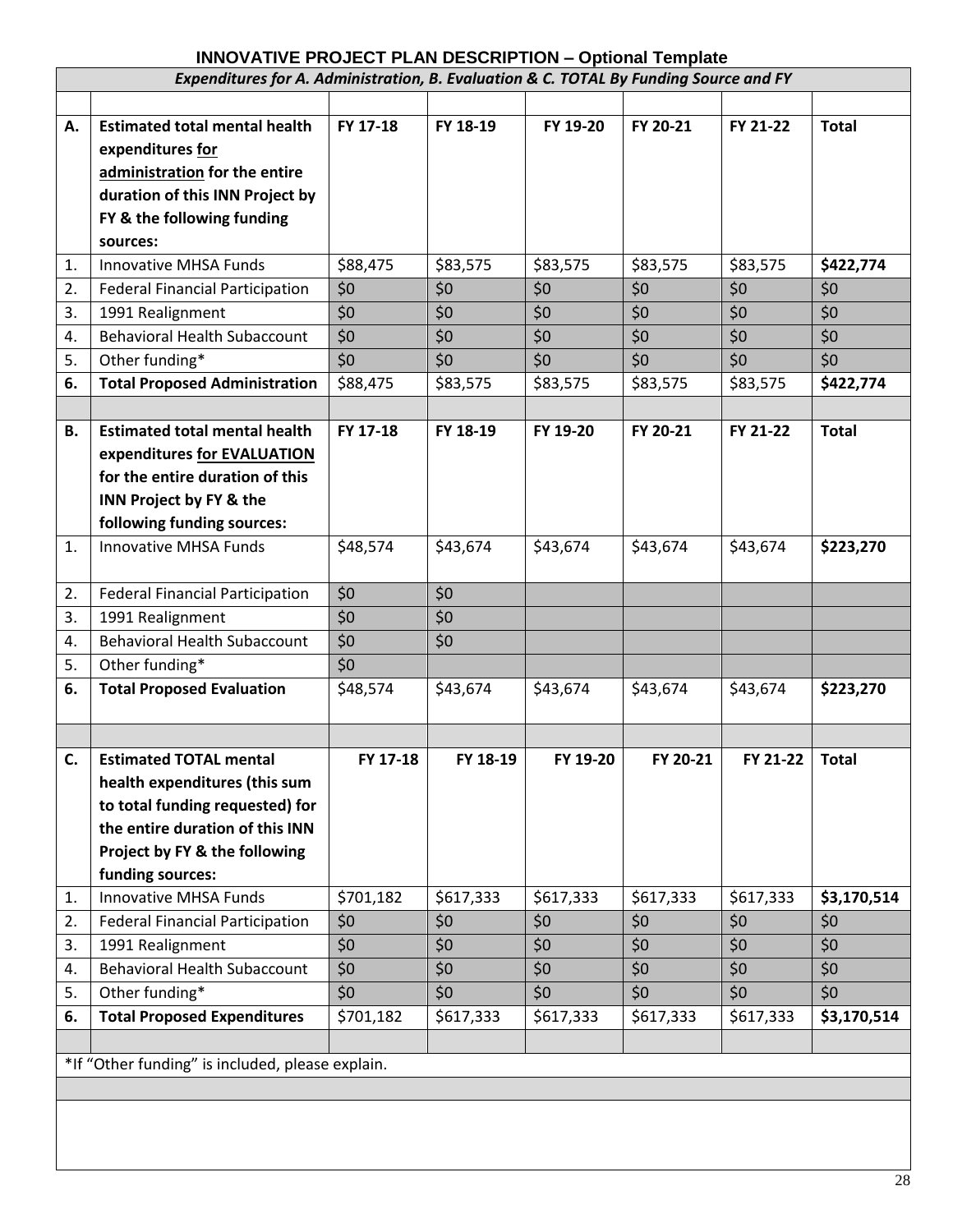# INNOVATIVE PROJECT PLAN DESCRIPTION – Optional Template

***Expenditures for A. Administration, B. Evaluation & C. TOTAL By Funding Source and FY***

| | | | | | | | |
|---|---|---|---|---|---|---|---|
| **A.** | **Estimated total mental health expenditures for administration for the entire duration of this INN Project by FY & the following funding sources:** | **FY 17-18** | **FY 18-19** | **FY 19-20** | **FY 20-21** | **FY 21-22** | **Total** |
| 1. | Innovative MHSA Funds | $88,475 | $83,575 | $83,575 | $83,575 | $83,575 | **$422,774** |
| 2. | Federal Financial Participation | $0 | $0 | $0 | $0 | $0 | $0 |
| 3. | 1991 Realignment | $0 | $0 | $0 | $0 | $0 | $0 |
| 4. | Behavioral Health Subaccount | $0 | $0 | $0 | $0 | $0 | $0 |
| 5. | Other funding* | $0 | $0 | $0 | $0 | $0 | $0 |
| **6.** | **Total Proposed Administration** | $88,475 | $83,575 | $83,575 | $83,575 | $83,575 | **$422,774** |
| | | | | | | | |
| **B.** | **Estimated total mental health expenditures for EVALUATION for the entire duration of this INN Project by FY & the following funding sources:** | **FY 17-18** | **FY 18-19** | **FY 19-20** | **FY 20-21** | **FY 21-22** | **Total** |
| 1. | Innovative MHSA Funds | $48,574 | $43,674 | $43,674 | $43,674 | $43,674 | **$223,270** |
| 2. | Federal Financial Participation | $0 | $0 | | | | |
| 3. | 1991 Realignment | $0 | $0 | | | | |
| 4. | Behavioral Health Subaccount | $0 | $0 | | | | |
| 5. | Other funding* | $0 | | | | | |
| **6.** | **Total Proposed Evaluation** | $48,574 | $43,674 | $43,674 | $43,674 | $43,674 | **$223,270** |
| | | | | | | | |
| **C.** | **Estimated TOTAL mental health expenditures (this sum to total funding requested) for the entire duration of this INN Project by FY & the following funding sources:** | **FY 17-18** | **FY 18-19** | **FY 19-20** | **FY 20-21** | **FY 21-22** | **Total** |
| 1. | Innovative MHSA Funds | $701,182 | $617,333 | $617,333 | $617,333 | $617,333 | **$3,170,514** |
| 2. | Federal Financial Participation | $0 | $0 | $0 | $0 | $0 | $0 |
| 3. | 1991 Realignment | $0 | $0 | $0 | $0 | $0 | $0 |
| 4. | Behavioral Health Subaccount | $0 | $0 | $0 | $0 | $0 | $0 |
| 5. | Other funding* | $0 | $0 | $0 | $0 | $0 | $0 |
| **6.** | **Total Proposed Expenditures** | $701,182 | $617,333 | $617,333 | $617,333 | $617,333 | **$3,170,514** |

*If "Other funding" is included, please explain.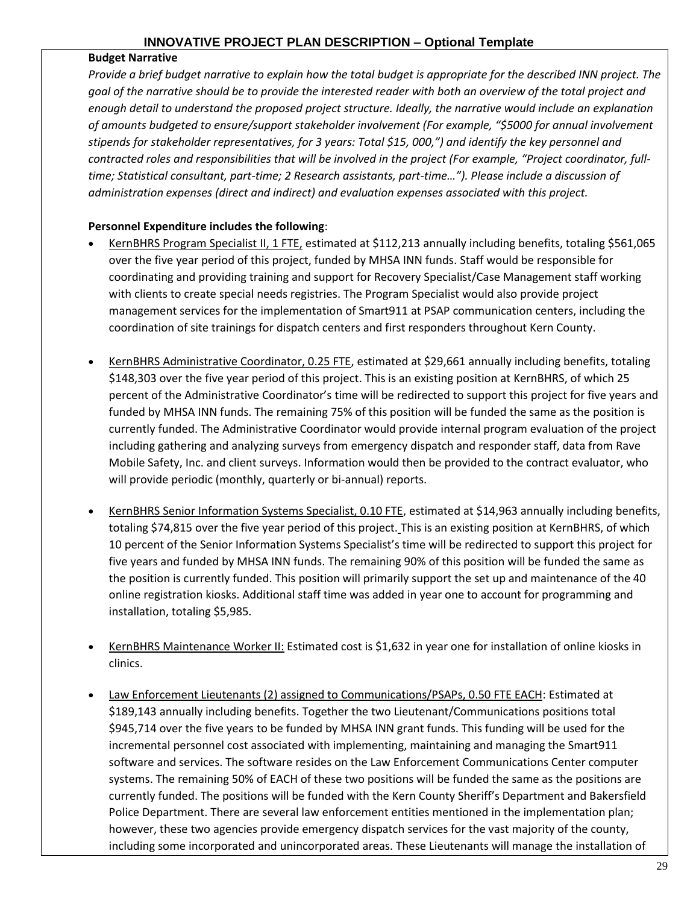# INNOVATIVE PROJECT PLAN DESCRIPTION – Optional Template

**Budget Narrative**

*Provide a brief budget narrative to explain how the total budget is appropriate for the described INN project. The goal of the narrative should be to provide the interested reader with both an overview of the total project and enough detail to understand the proposed project structure. Ideally, the narrative would include an explanation of amounts budgeted to ensure/support stakeholder involvement (For example, "$5000 for annual involvement stipends for stakeholder representatives, for 3 years: Total $15, 000,") and identify the key personnel and contracted roles and responsibilities that will be involved in the project (For example, "Project coordinator, full-time; Statistical consultant, part-time; 2 Research assistants, part-time…"). Please include a discussion of administration expenses (direct and indirect) and evaluation expenses associated with this project.*

**Personnel Expenditure includes the following**:

- KernBHRS Program Specialist II, 1 FTE, estimated at $112,213 annually including benefits, totaling $561,065 over the five year period of this project, funded by MHSA INN funds. Staff would be responsible for coordinating and providing training and support for Recovery Specialist/Case Management staff working with clients to create special needs registries. The Program Specialist would also provide project management services for the implementation of Smart911 at PSAP communication centers, including the coordination of site trainings for dispatch centers and first responders throughout Kern County.

- KernBHRS Administrative Coordinator, 0.25 FTE, estimated at $29,661 annually including benefits, totaling $148,303 over the five year period of this project. This is an existing position at KernBHRS, of which 25 percent of the Administrative Coordinator's time will be redirected to support this project for five years and funded by MHSA INN funds. The remaining 75% of this position will be funded the same as the position is currently funded. The Administrative Coordinator would provide internal program evaluation of the project including gathering and analyzing surveys from emergency dispatch and responder staff, data from Rave Mobile Safety, Inc. and client surveys. Information would then be provided to the contract evaluator, who will provide periodic (monthly, quarterly or bi-annual) reports.

- KernBHRS Senior Information Systems Specialist, 0.10 FTE, estimated at $14,963 annually including benefits, totaling $74,815 over the five year period of this project. This is an existing position at KernBHRS, of which 10 percent of the Senior Information Systems Specialist's time will be redirected to support this project for five years and funded by MHSA INN funds. The remaining 90% of this position will be funded the same as the position is currently funded. This position will primarily support the set up and maintenance of the 40 online registration kiosks. Additional staff time was added in year one to account for programming and installation, totaling $5,985.

- KernBHRS Maintenance Worker II: Estimated cost is $1,632 in year one for installation of online kiosks in clinics.

- Law Enforcement Lieutenants (2) assigned to Communications/PSAPs, 0.50 FTE EACH: Estimated at $189,143 annually including benefits. Together the two Lieutenant/Communications positions total $945,714 over the five years to be funded by MHSA INN grant funds. This funding will be used for the incremental personnel cost associated with implementing, maintaining and managing the Smart911 software and services. The software resides on the Law Enforcement Communications Center computer systems. The remaining 50% of EACH of these two positions will be funded the same as the positions are currently funded. The positions will be funded with the Kern County Sheriff's Department and Bakersfield Police Department. There are several law enforcement entities mentioned in the implementation plan; however, these two agencies provide emergency dispatch services for the vast majority of the county, including some incorporated and unincorporated areas. These Lieutenants will manage the installation of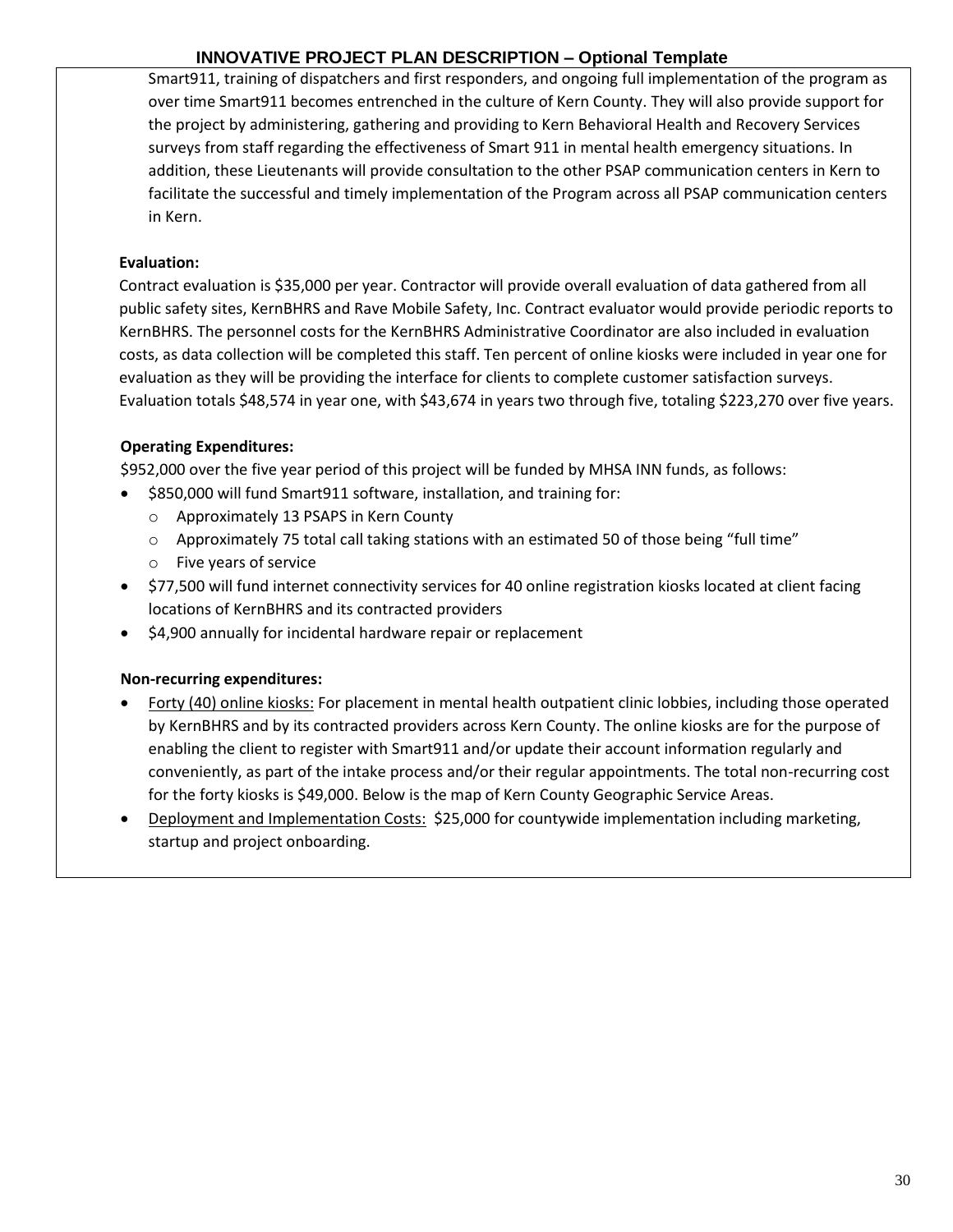Smart911, training of dispatchers and first responders, and ongoing full implementation of the program as over time Smart911 becomes entrenched in the culture of Kern County. They will also provide support for the project by administering, gathering and providing to Kern Behavioral Health and Recovery Services surveys from staff regarding the effectiveness of Smart 911 in mental health emergency situations. In addition, these Lieutenants will provide consultation to the other PSAP communication centers in Kern to facilitate the successful and timely implementation of the Program across all PSAP communication centers in Kern.

**Evaluation:**

Contract evaluation is $35,000 per year. Contractor will provide overall evaluation of data gathered from all public safety sites, KernBHRS and Rave Mobile Safety, Inc. Contract evaluator would provide periodic reports to KernBHRS. The personnel costs for the KernBHRS Administrative Coordinator are also included in evaluation costs, as data collection will be completed this staff. Ten percent of online kiosks were included in year one for evaluation as they will be providing the interface for clients to complete customer satisfaction surveys. Evaluation totals $48,574 in year one, with $43,674 in years two through five, totaling $223,270 over five years.

**Operating Expenditures:**

$952,000 over the five year period of this project will be funded by MHSA INN funds, as follows:

- $850,000 will fund Smart911 software, installation, and training for:
  - Approximately 13 PSAPS in Kern County
  - Approximately 75 total call taking stations with an estimated 50 of those being "full time"
  - Five years of service
- $77,500 will fund internet connectivity services for 40 online registration kiosks located at client facing locations of KernBHRS and its contracted providers
- $4,900 annually for incidental hardware repair or replacement

**Non-recurring expenditures:**

- Forty (40) online kiosks: For placement in mental health outpatient clinic lobbies, including those operated by KernBHRS and by its contracted providers across Kern County. The online kiosks are for the purpose of enabling the client to register with Smart911 and/or update their account information regularly and conveniently, as part of the intake process and/or their regular appointments. The total non-recurring cost for the forty kiosks is $49,000. Below is the map of Kern County Geographic Service Areas.
- Deployment and Implementation Costs: $25,000 for countywide implementation including marketing, startup and project onboarding.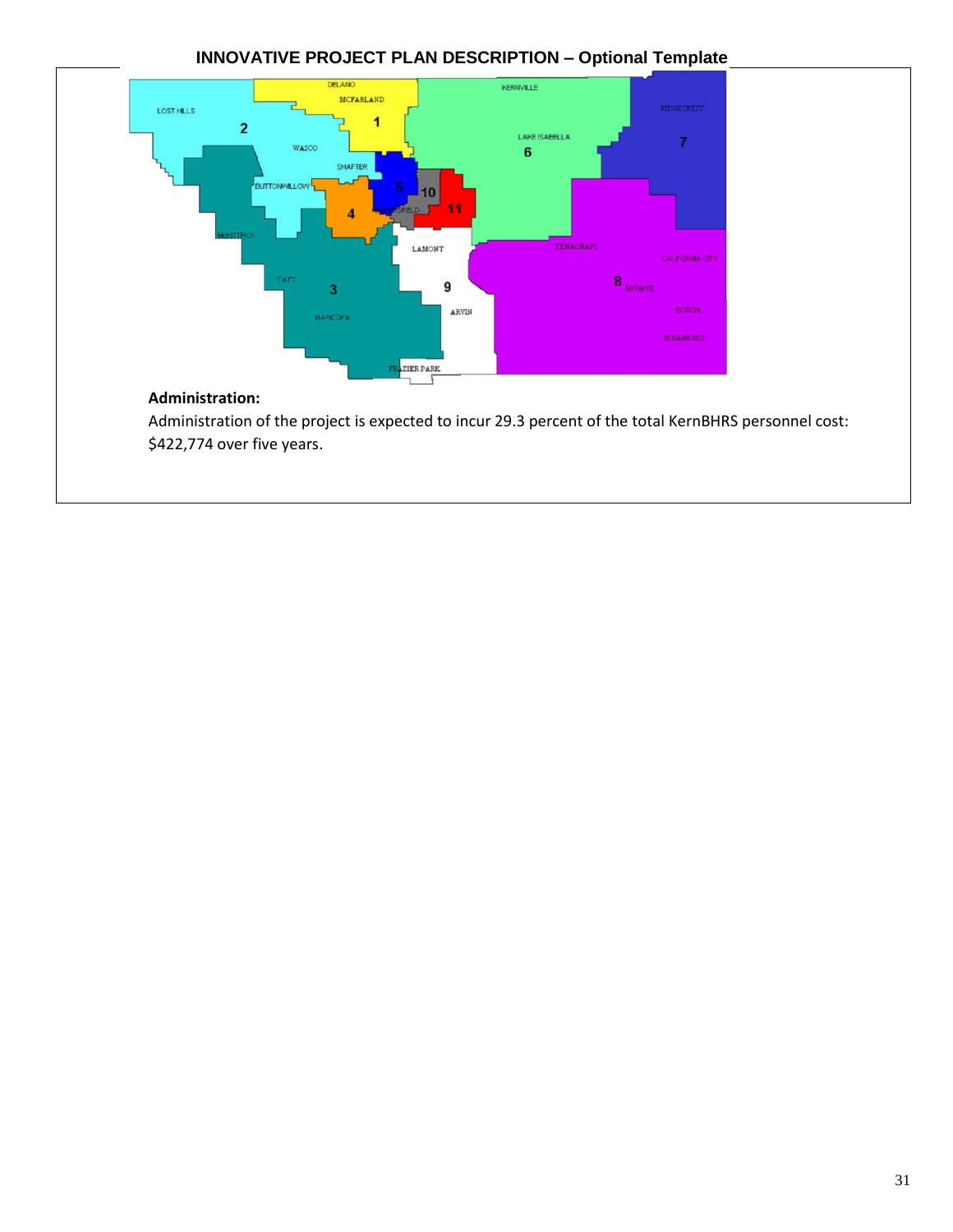## INNOVATIVE PROJECT PLAN DESCRIPTION – Optional Template

DELANO
MCFARLAND
1
LOST HILLS
2
WASCO
SHAFTER
BUTTONWILLOW
4
5
10
11
BAKERSFIELD
McKITTRICK
KERNVILLE
LAKE ISABELLA
6
RIDGECREST
7
LAMONT
TEHACHAPI
CALIFORNIA CITY
TAFT
3
9
8
MOJAVE
ARVIN
MARICOPA
BORON
ROSAMOND
FRAZIER PARK

**Administration:**

Administration of the project is expected to incur 29.3 percent of the total KernBHRS personnel cost: $422,774 over five years.